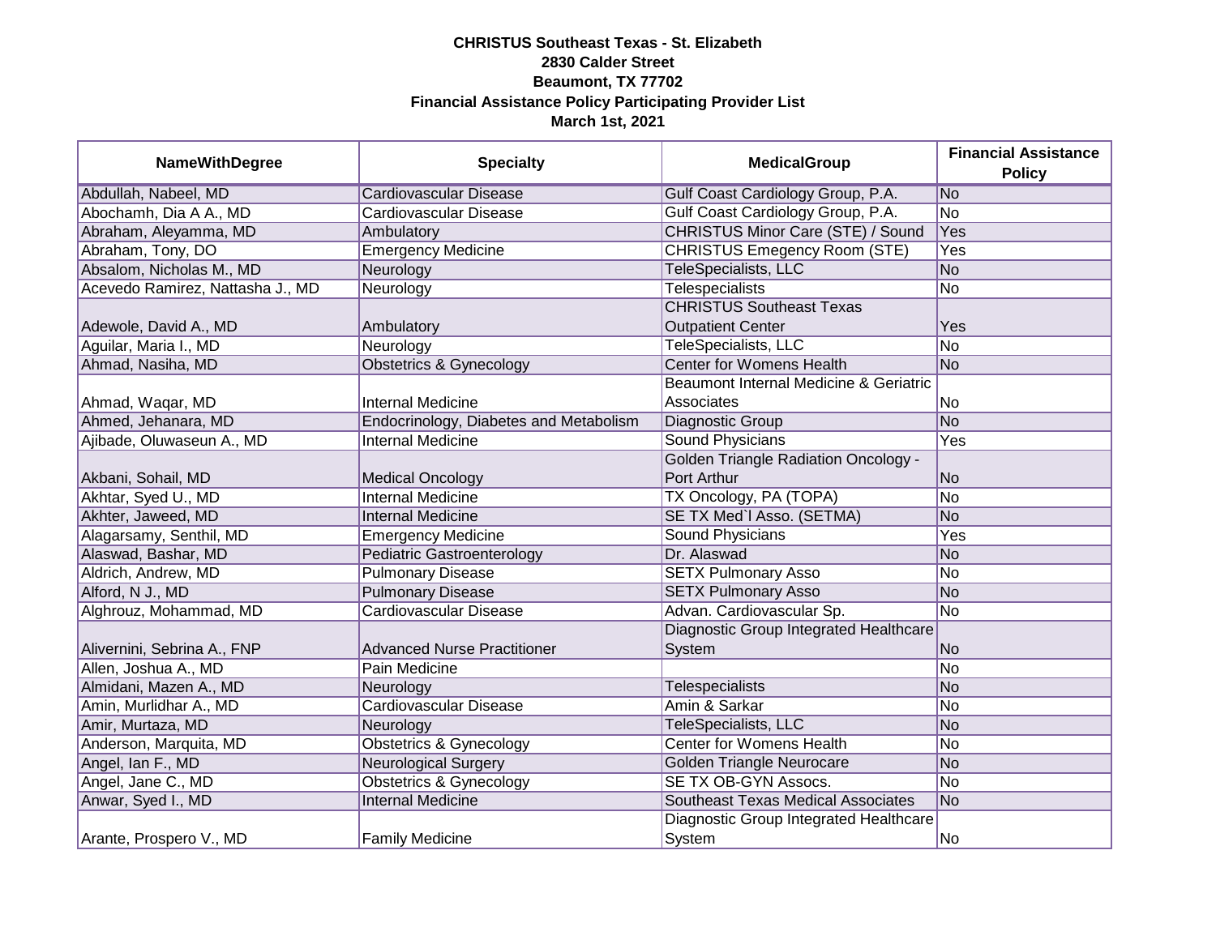**CHRISTUS Southeast Texas - St. Elizabeth**
**2830 Calder Street**
**Beaumont, TX 77702**
**Financial Assistance Policy Participating Provider List**
**March 1st, 2021**

| NameWithDegree | Specialty | MedicalGroup | Financial Assistance Policy |
|---|---|---|---|
| Abdullah, Nabeel, MD | Cardiovascular Disease | Gulf Coast Cardiology Group, P.A. | No |
| Abochamh, Dia A A., MD | Cardiovascular Disease | Gulf Coast Cardiology Group, P.A. | No |
| Abraham, Aleyamma, MD | Ambulatory | CHRISTUS Minor Care (STE) / Sound | Yes |
| Abraham, Tony, DO | Emergency Medicine | CHRISTUS Emegency Room (STE) | Yes |
| Absalom, Nicholas M., MD | Neurology | TeleSpecialists, LLC | No |
| Acevedo Ramirez, Nattasha J., MD | Neurology | Telespecialists | No |
| Adewole, David A., MD | Ambulatory | CHRISTUS Southeast Texas Outpatient Center | Yes |
| Aguilar, Maria I., MD | Neurology | TeleSpecialists, LLC | No |
| Ahmad, Nasiha, MD | Obstetrics & Gynecology | Center for Womens Health | No |
| Ahmad, Waqar, MD | Internal Medicine | Beaumont Internal Medicine & Geriatric Associates | No |
| Ahmed, Jehanara, MD | Endocrinology, Diabetes and Metabolism | Diagnostic Group | No |
| Ajibade, Oluwaseun A., MD | Internal Medicine | Sound Physicians | Yes |
| Akbani, Sohail, MD | Medical Oncology | Golden Triangle Radiation Oncology - Port Arthur | No |
| Akhtar, Syed U., MD | Internal Medicine | TX Oncology, PA (TOPA) | No |
| Akhter, Jaweed, MD | Internal Medicine | SE TX Med`l Asso. (SETMA) | No |
| Alagarsamy, Senthil, MD | Emergency Medicine | Sound Physicians | Yes |
| Alaswad, Bashar, MD | Pediatric Gastroenterology | Dr. Alaswad | No |
| Aldrich, Andrew, MD | Pulmonary Disease | SETX Pulmonary Asso | No |
| Alford, N J., MD | Pulmonary Disease | SETX Pulmonary Asso | No |
| Alghrouz, Mohammad, MD | Cardiovascular Disease | Advan. Cardiovascular Sp. | No |
| Alivernini, Sebrina A., FNP | Advanced Nurse Practitioner | Diagnostic Group Integrated Healthcare System | No |
| Allen, Joshua A., MD | Pain Medicine | | No |
| Almidani, Mazen A., MD | Neurology | Telespecialists | No |
| Amin, Murlidhar A., MD | Cardiovascular Disease | Amin & Sarkar | No |
| Amir, Murtaza, MD | Neurology | TeleSpecialists, LLC | No |
| Anderson, Marquita, MD | Obstetrics & Gynecology | Center for Womens Health | No |
| Angel, Ian F., MD | Neurological Surgery | Golden Triangle Neurocare | No |
| Angel, Jane C., MD | Obstetrics & Gynecology | SE TX OB-GYN Assocs. | No |
| Anwar, Syed I., MD | Internal Medicine | Southeast Texas Medical Associates | No |
| Arante, Prospero V., MD | Family Medicine | Diagnostic Group Integrated Healthcare System | No |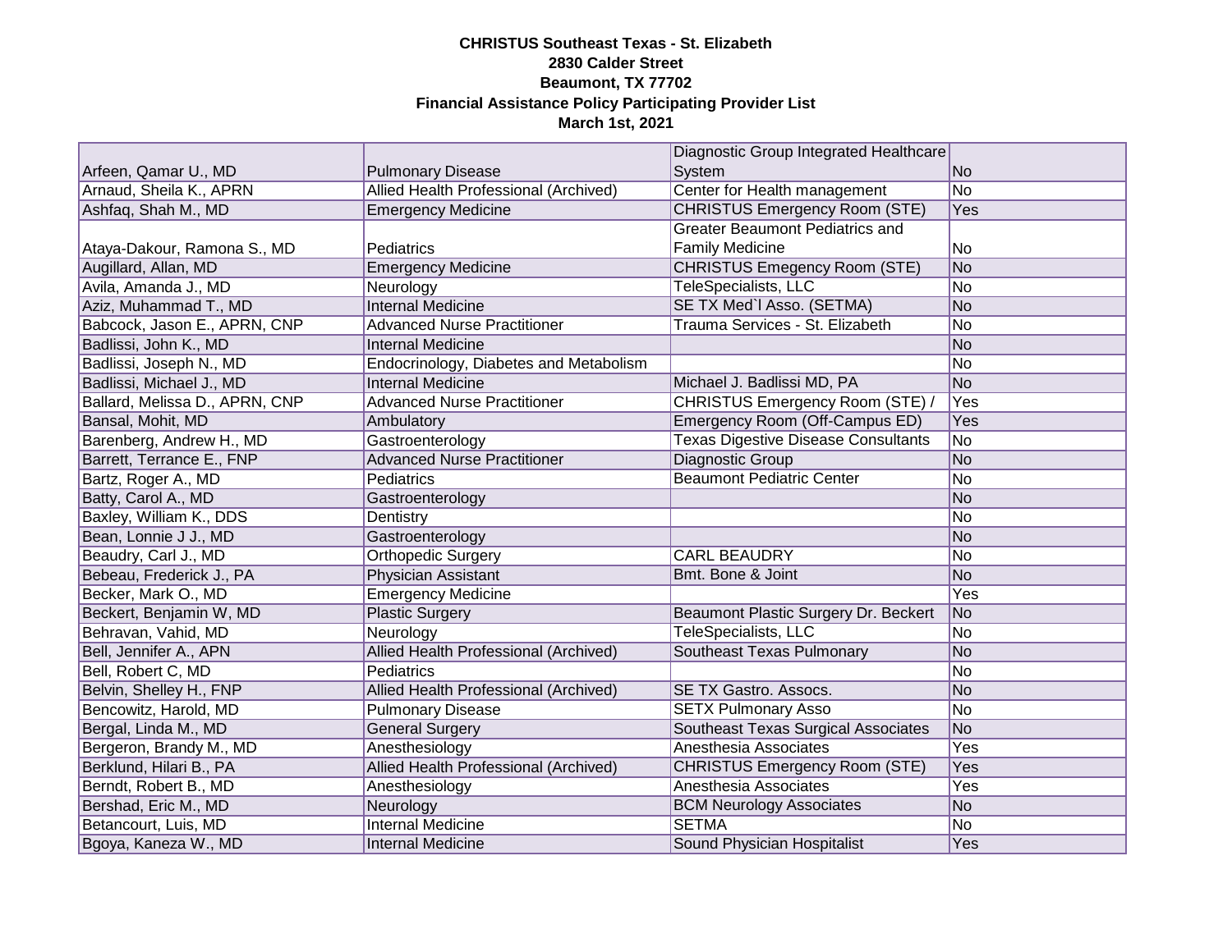**CHRISTUS Southeast Texas - St. Elizabeth**
**2830 Calder Street**
**Beaumont, TX 77702**
**Financial Assistance Policy Participating Provider List**
**March 1st, 2021**

| | | | |
|---|---|---|---|
| Arfeen, Qamar U., MD | Pulmonary Disease | Diagnostic Group Integrated Healthcare System | No |
| Arnaud, Sheila K., APRN | Allied Health Professional (Archived) | Center for Health management | No |
| Ashfaq, Shah M., MD | Emergency Medicine | CHRISTUS Emergency Room (STE) | Yes |
| Ataya-Dakour, Ramona S., MD | Pediatrics | Greater Beaumont Pediatrics and Family Medicine | No |
| Augillard, Allan, MD | Emergency Medicine | CHRISTUS Emegency Room (STE) | No |
| Avila, Amanda J., MD | Neurology | TeleSpecialists, LLC | No |
| Aziz, Muhammad T., MD | Internal Medicine | SE TX Med`l Asso. (SETMA) | No |
| Babcock, Jason E., APRN, CNP | Advanced Nurse Practitioner | Trauma Services - St. Elizabeth | No |
| Badlissi, John K., MD | Internal Medicine | | No |
| Badlissi, Joseph N., MD | Endocrinology, Diabetes and Metabolism | | No |
| Badlissi, Michael J., MD | Internal Medicine | Michael J. Badlissi MD, PA | No |
| Ballard, Melissa D., APRN, CNP | Advanced Nurse Practitioner | CHRISTUS Emergency Room (STE) / | Yes |
| Bansal, Mohit, MD | Ambulatory | Emergency Room (Off-Campus ED) | Yes |
| Barenberg, Andrew H., MD | Gastroenterology | Texas Digestive Disease Consultants | No |
| Barrett, Terrance E., FNP | Advanced Nurse Practitioner | Diagnostic Group | No |
| Bartz, Roger A., MD | Pediatrics | Beaumont Pediatric Center | No |
| Batty, Carol A., MD | Gastroenterology | | No |
| Baxley, William K., DDS | Dentistry | | No |
| Bean, Lonnie J J., MD | Gastroenterology | | No |
| Beaudry, Carl J., MD | Orthopedic Surgery | CARL BEAUDRY | No |
| Bebeau, Frederick J., PA | Physician Assistant | Bmt. Bone & Joint | No |
| Becker, Mark O., MD | Emergency Medicine | | Yes |
| Beckert, Benjamin W, MD | Plastic Surgery | Beaumont Plastic Surgery Dr. Beckert | No |
| Behravan, Vahid, MD | Neurology | TeleSpecialists, LLC | No |
| Bell, Jennifer A., APN | Allied Health Professional (Archived) | Southeast Texas Pulmonary | No |
| Bell, Robert C, MD | Pediatrics | | No |
| Belvin, Shelley H., FNP | Allied Health Professional (Archived) | SE TX Gastro. Assocs. | No |
| Bencowitz, Harold, MD | Pulmonary Disease | SETX Pulmonary Asso | No |
| Bergal, Linda M., MD | General Surgery | Southeast Texas Surgical Associates | No |
| Bergeron, Brandy M., MD | Anesthesiology | Anesthesia Associates | Yes |
| Berklund, Hilari B., PA | Allied Health Professional (Archived) | CHRISTUS Emergency Room (STE) | Yes |
| Berndt, Robert B., MD | Anesthesiology | Anesthesia Associates | Yes |
| Bershad, Eric M., MD | Neurology | BCM Neurology Associates | No |
| Betancourt, Luis, MD | Internal Medicine | SETMA | No |
| Bgoya, Kaneza W., MD | Internal Medicine | Sound Physician Hospitalist | Yes |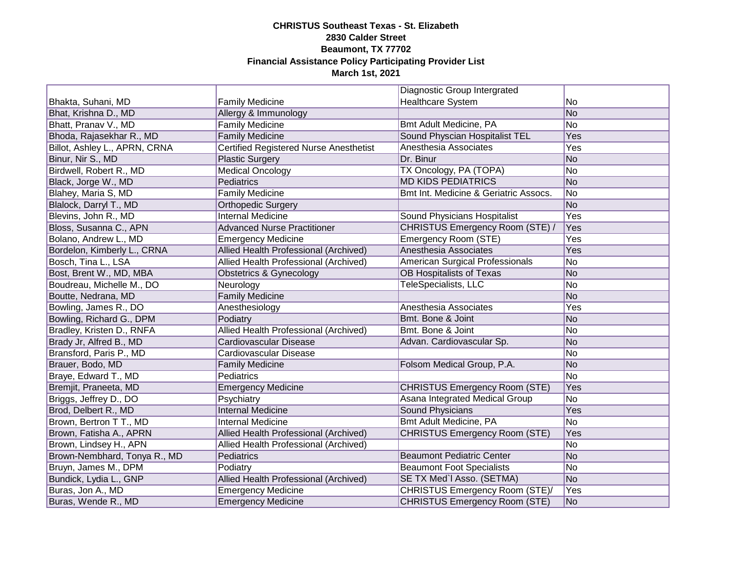**CHRISTUS Southeast Texas - St. Elizabeth**
**2830 Calder Street**
**Beaumont, TX 77702**
**Financial Assistance Policy Participating Provider List**
**March 1st, 2021**

| | | | |
|---|---|---|---|
| Bhakta, Suhani, MD | Family Medicine | Diagnostic Group Intergrated Healthcare System | No |
| Bhat, Krishna D., MD | Allergy & Immunology | | No |
| Bhatt, Pranav V., MD | Family Medicine | Bmt Adult Medicine, PA | No |
| Bhoda, Rajasekhar R., MD | Family Medicine | Sound Physcian Hospitalist TEL | Yes |
| Billot, Ashley L., APRN, CRNA | Certified Registered Nurse Anesthetist | Anesthesia Associates | Yes |
| Binur, Nir S., MD | Plastic Surgery | Dr. Binur | No |
| Birdwell, Robert R., MD | Medical Oncology | TX Oncology, PA (TOPA) | No |
| Black, Jorge W., MD | Pediatrics | MD KIDS PEDIATRICS | No |
| Blahey, Maria S, MD | Family Medicine | Bmt Int. Medicine & Geriatric Assocs. | No |
| Blalock, Darryl T., MD | Orthopedic Surgery | | No |
| Blevins, John R., MD | Internal Medicine | Sound Physicians Hospitalist | Yes |
| Bloss, Susanna C., APN | Advanced Nurse Practitioner | CHRISTUS Emergency Room (STE) / | Yes |
| Bolano, Andrew L., MD | Emergency Medicine | Emergency Room (STE) | Yes |
| Bordelon, Kimberly L., CRNA | Allied Health Professional (Archived) | Anesthesia Associates | Yes |
| Bosch, Tina L., LSA | Allied Health Professional (Archived) | American Surgical Professionals | No |
| Bost, Brent W., MD, MBA | Obstetrics & Gynecology | OB Hospitalists of Texas | No |
| Boudreau, Michelle M., DO | Neurology | TeleSpecialists, LLC | No |
| Boutte, Nedrana, MD | Family Medicine | | No |
| Bowling, James R., DO | Anesthesiology | Anesthesia Associates | Yes |
| Bowling, Richard G., DPM | Podiatry | Bmt. Bone & Joint | No |
| Bradley, Kristen D., RNFA | Allied Health Professional (Archived) | Bmt. Bone & Joint | No |
| Brady Jr, Alfred B., MD | Cardiovascular Disease | Advan. Cardiovascular Sp. | No |
| Bransford, Paris P., MD | Cardiovascular Disease | | No |
| Brauer, Bodo, MD | Family Medicine | Folsom Medical Group, P.A. | No |
| Braye, Edward T., MD | Pediatrics | | No |
| Bremjit, Praneeta, MD | Emergency Medicine | CHRISTUS Emergency Room (STE) | Yes |
| Briggs, Jeffrey D., DO | Psychiatry | Asana Integrated Medical Group | No |
| Brod, Delbert R., MD | Internal Medicine | Sound Physicians | Yes |
| Brown, Bertron T T., MD | Internal Medicine | Bmt Adult Medicine, PA | No |
| Brown, Fatisha A., APRN | Allied Health Professional (Archived) | CHRISTUS Emergency Room (STE) | Yes |
| Brown, Lindsey H., APN | Allied Health Professional (Archived) | | No |
| Brown-Nembhard, Tonya R., MD | Pediatrics | Beaumont Pediatric Center | No |
| Bruyn, James M., DPM | Podiatry | Beaumont Foot Specialists | No |
| Bundick, Lydia L., GNP | Allied Health Professional (Archived) | SE TX Med`l Asso. (SETMA) | No |
| Buras, Jon A., MD | Emergency Medicine | CHRISTUS Emergency Room (STE)/ | Yes |
| Buras, Wende R., MD | Emergency Medicine | CHRISTUS Emergency Room (STE) | No |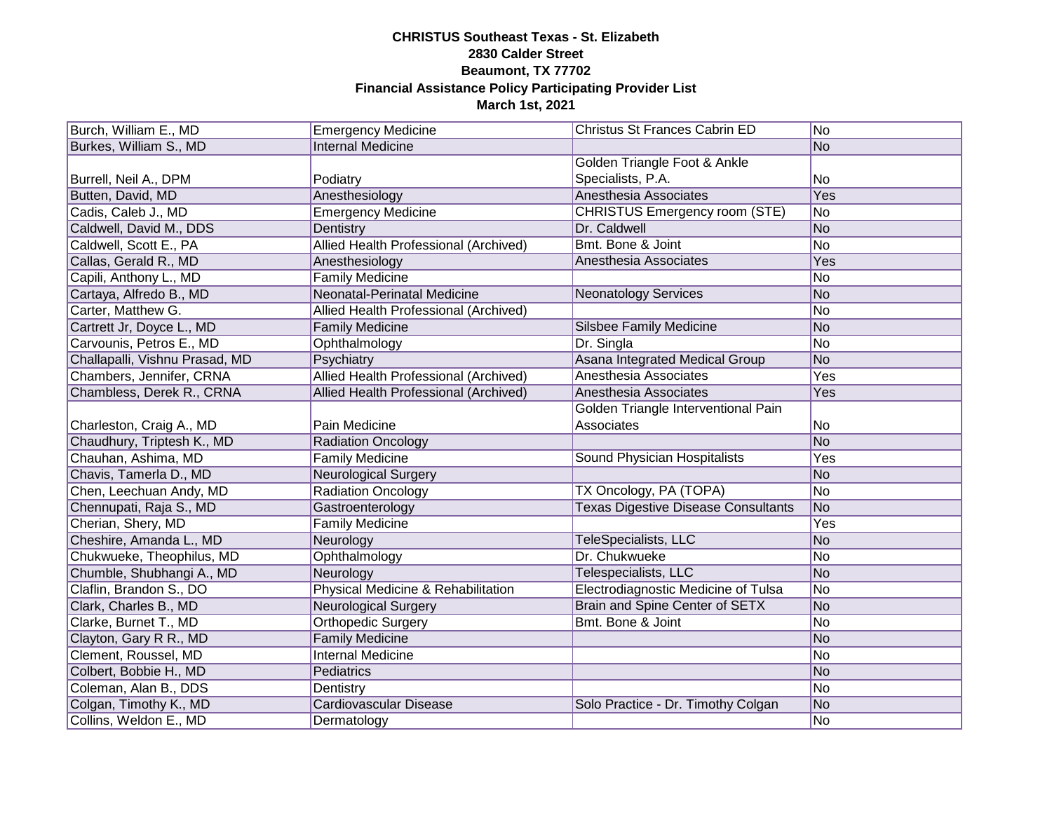**CHRISTUS Southeast Texas - St. Elizabeth**
**2830 Calder Street**
**Beaumont, TX 77702**
**Financial Assistance Policy Participating Provider List**
**March 1st, 2021**

| | | | |
|---|---|---|---|
| Burch, William E., MD | Emergency Medicine | Christus St Frances Cabrin ED | No |
| Burkes, William S., MD | Internal Medicine | | No |
| Burrell, Neil A., DPM | Podiatry | Golden Triangle Foot & Ankle Specialists, P.A. | No |
| Butten, David, MD | Anesthesiology | Anesthesia Associates | Yes |
| Cadis, Caleb J., MD | Emergency Medicine | CHRISTUS Emergency room (STE) | No |
| Caldwell, David M., DDS | Dentistry | Dr. Caldwell | No |
| Caldwell, Scott E., PA | Allied Health Professional (Archived) | Bmt. Bone & Joint | No |
| Callas, Gerald R., MD | Anesthesiology | Anesthesia Associates | Yes |
| Capili, Anthony L., MD | Family Medicine | | No |
| Cartaya, Alfredo B., MD | Neonatal-Perinatal Medicine | Neonatology Services | No |
| Carter, Matthew G. | Allied Health Professional (Archived) | | No |
| Cartrett Jr, Doyce L., MD | Family Medicine | Silsbee Family Medicine | No |
| Carvounis, Petros E., MD | Ophthalmology | Dr. Singla | No |
| Challapalli, Vishnu Prasad, MD | Psychiatry | Asana Integrated Medical Group | No |
| Chambers, Jennifer, CRNA | Allied Health Professional (Archived) | Anesthesia Associates | Yes |
| Chambless, Derek R., CRNA | Allied Health Professional (Archived) | Anesthesia Associates | Yes |
| Charleston, Craig A., MD | Pain Medicine | Golden Triangle Interventional Pain Associates | No |
| Chaudhury, Triptesh K., MD | Radiation Oncology | | No |
| Chauhan, Ashima, MD | Family Medicine | Sound Physician Hospitalists | Yes |
| Chavis, Tamerla D., MD | Neurological Surgery | | No |
| Chen, Leechuan Andy, MD | Radiation Oncology | TX Oncology, PA (TOPA) | No |
| Chennupati, Raja S., MD | Gastroenterology | Texas Digestive Disease Consultants | No |
| Cherian, Shery, MD | Family Medicine | | Yes |
| Cheshire, Amanda L., MD | Neurology | TeleSpecialists, LLC | No |
| Chukwueke, Theophilus, MD | Ophthalmology | Dr. Chukwueke | No |
| Chumble, Shubhangi A., MD | Neurology | Telespecialists, LLC | No |
| Claflin, Brandon S., DO | Physical Medicine & Rehabilitation | Electrodiagnostic Medicine of Tulsa | No |
| Clark, Charles B., MD | Neurological Surgery | Brain and Spine Center of SETX | No |
| Clarke, Burnet T., MD | Orthopedic Surgery | Bmt. Bone & Joint | No |
| Clayton, Gary R R., MD | Family Medicine | | No |
| Clement, Roussel, MD | Internal Medicine | | No |
| Colbert, Bobbie H., MD | Pediatrics | | No |
| Coleman, Alan B., DDS | Dentistry | | No |
| Colgan, Timothy K., MD | Cardiovascular Disease | Solo Practice - Dr. Timothy Colgan | No |
| Collins, Weldon E., MD | Dermatology | | No |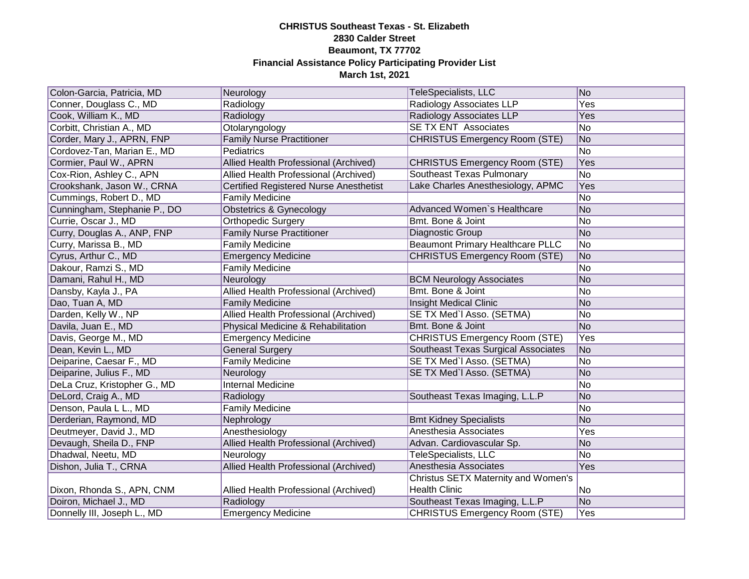**CHRISTUS Southeast Texas - St. Elizabeth**
**2830 Calder Street**
**Beaumont, TX 77702**
**Financial Assistance Policy Participating Provider List**
**March 1st, 2021**

| | | | |
|---|---|---|---|
| Colon-Garcia, Patricia, MD | Neurology | TeleSpecialists, LLC | No |
| Conner, Douglass C., MD | Radiology | Radiology Associates LLP | Yes |
| Cook, William K., MD | Radiology | Radiology Associates LLP | Yes |
| Corbitt, Christian A., MD | Otolaryngology | SE TX ENT Associates | No |
| Corder, Mary J., APRN, FNP | Family Nurse Practitioner | CHRISTUS Emergency Room (STE) | No |
| Cordovez-Tan, Marian E., MD | Pediatrics | | No |
| Cormier, Paul W., APRN | Allied Health Professional (Archived) | CHRISTUS Emergency Room (STE) | Yes |
| Cox-Rion, Ashley C., APN | Allied Health Professional (Archived) | Southeast Texas Pulmonary | No |
| Crookshank, Jason W., CRNA | Certified Registered Nurse Anesthetist | Lake Charles Anesthesiology, APMC | Yes |
| Cummings, Robert D., MD | Family Medicine | | No |
| Cunningham, Stephanie P., DO | Obstetrics & Gynecology | Advanced Women`s Healthcare | No |
| Currie, Oscar J., MD | Orthopedic Surgery | Bmt. Bone & Joint | No |
| Curry, Douglas A., ANP, FNP | Family Nurse Practitioner | Diagnostic Group | No |
| Curry, Marissa B., MD | Family Medicine | Beaumont Primary Healthcare PLLC | No |
| Cyrus, Arthur C., MD | Emergency Medicine | CHRISTUS Emergency Room (STE) | No |
| Dakour, Ramzi S., MD | Family Medicine | | No |
| Damani, Rahul H., MD | Neurology | BCM Neurology Associates | No |
| Dansby, Kayla J., PA | Allied Health Professional (Archived) | Bmt. Bone & Joint | No |
| Dao, Tuan A, MD | Family Medicine | Insight Medical Clinic | No |
| Darden, Kelly W., NP | Allied Health Professional (Archived) | SE TX Med`l Asso. (SETMA) | No |
| Davila, Juan E., MD | Physical Medicine & Rehabilitation | Bmt. Bone & Joint | No |
| Davis, George M., MD | Emergency Medicine | CHRISTUS Emergency Room (STE) | Yes |
| Dean, Kevin L., MD | General Surgery | Southeast Texas Surgical Associates | No |
| Deiparine, Caesar F., MD | Family Medicine | SE TX Med`l Asso. (SETMA) | No |
| Deiparine, Julius F., MD | Neurology | SE TX Med`l Asso. (SETMA) | No |
| DeLa Cruz, Kristopher G., MD | Internal Medicine | | No |
| DeLord, Craig A., MD | Radiology | Southeast Texas Imaging, L.L.P | No |
| Denson, Paula L L., MD | Family Medicine | | No |
| Derderian, Raymond, MD | Nephrology | Bmt Kidney Specialists | No |
| Deutmeyer, David J., MD | Anesthesiology | Anesthesia Associates | Yes |
| Devaugh, Sheila D., FNP | Allied Health Professional (Archived) | Advan. Cardiovascular Sp. | No |
| Dhadwal, Neetu, MD | Neurology | TeleSpecialists, LLC | No |
| Dishon, Julia T., CRNA | Allied Health Professional (Archived) | Anesthesia Associates | Yes |
| Dixon, Rhonda S., APN, CNM | Allied Health Professional (Archived) | Christus SETX Maternity and Women's Health Clinic | No |
| Doiron, Michael J., MD | Radiology | Southeast Texas Imaging, L.L.P | No |
| Donnelly III, Joseph L., MD | Emergency Medicine | CHRISTUS Emergency Room (STE) | Yes |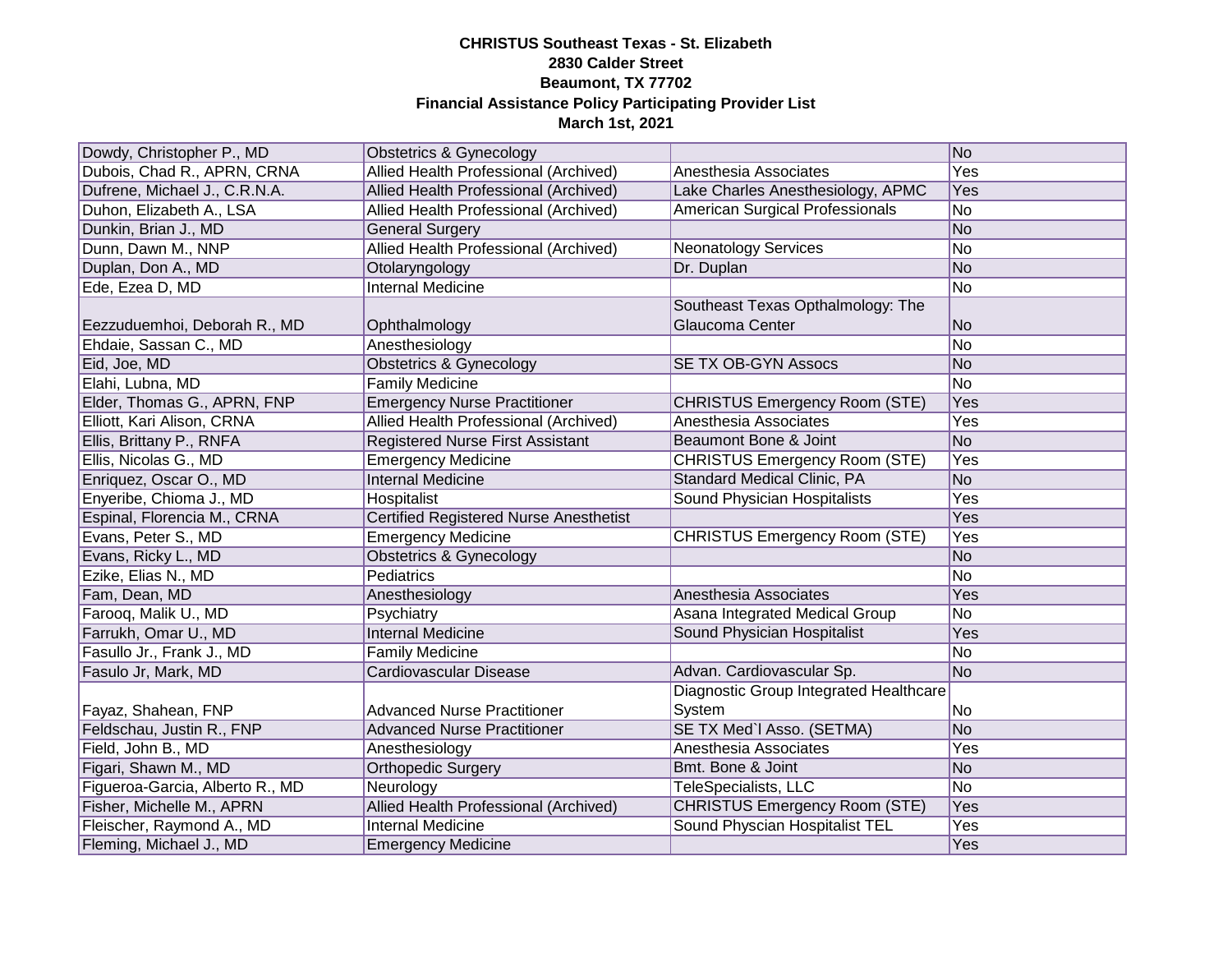**CHRISTUS Southeast Texas - St. Elizabeth**
**2830 Calder Street**
**Beaumont, TX 77702**
**Financial Assistance Policy Participating Provider List**
**March 1st, 2021**

| | | | |
|---|---|---|---|
| Dowdy, Christopher P., MD | Obstetrics & Gynecology | | No |
| Dubois, Chad R., APRN, CRNA | Allied Health Professional (Archived) | Anesthesia Associates | Yes |
| Dufrene, Michael J., C.R.N.A. | Allied Health Professional (Archived) | Lake Charles Anesthesiology, APMC | Yes |
| Duhon, Elizabeth A., LSA | Allied Health Professional (Archived) | American Surgical Professionals | No |
| Dunkin, Brian J., MD | General Surgery | | No |
| Dunn, Dawn M., NNP | Allied Health Professional (Archived) | Neonatology Services | No |
| Duplan, Don A., MD | Otolaryngology | Dr. Duplan | No |
| Ede, Ezea D, MD | Internal Medicine | | No |
| Eezzuduemhoi, Deborah R., MD | Ophthalmology | Southeast Texas Opthalmology: The Glaucoma Center | No |
| Ehdaie, Sassan C., MD | Anesthesiology | | No |
| Eid, Joe, MD | Obstetrics & Gynecology | SE TX OB-GYN Assocs | No |
| Elahi, Lubna, MD | Family Medicine | | No |
| Elder, Thomas G., APRN, FNP | Emergency Nurse Practitioner | CHRISTUS Emergency Room (STE) | Yes |
| Elliott, Kari Alison, CRNA | Allied Health Professional (Archived) | Anesthesia Associates | Yes |
| Ellis, Brittany P., RNFA | Registered Nurse First Assistant | Beaumont Bone & Joint | No |
| Ellis, Nicolas G., MD | Emergency Medicine | CHRISTUS Emergency Room (STE) | Yes |
| Enriquez, Oscar O., MD | Internal Medicine | Standard Medical Clinic, PA | No |
| Enyeribe, Chioma J., MD | Hospitalist | Sound Physician Hospitalists | Yes |
| Espinal, Florencia M., CRNA | Certified Registered Nurse Anesthetist | | Yes |
| Evans, Peter S., MD | Emergency Medicine | CHRISTUS Emergency Room (STE) | Yes |
| Evans, Ricky L., MD | Obstetrics & Gynecology | | No |
| Ezike, Elias N., MD | Pediatrics | | No |
| Fam, Dean, MD | Anesthesiology | Anesthesia Associates | Yes |
| Farooq, Malik U., MD | Psychiatry | Asana Integrated Medical Group | No |
| Farrukh, Omar U., MD | Internal Medicine | Sound Physician Hospitalist | Yes |
| Fasullo Jr., Frank J., MD | Family Medicine | | No |
| Fasulo Jr, Mark, MD | Cardiovascular Disease | Advan. Cardiovascular Sp. | No |
| Fayaz, Shahean, FNP | Advanced Nurse Practitioner | Diagnostic Group Integrated Healthcare System | No |
| Feldschau, Justin R., FNP | Advanced Nurse Practitioner | SE TX Med`l Asso. (SETMA) | No |
| Field, John B., MD | Anesthesiology | Anesthesia Associates | Yes |
| Figari, Shawn M., MD | Orthopedic Surgery | Bmt. Bone & Joint | No |
| Figueroa-Garcia, Alberto R., MD | Neurology | TeleSpecialists, LLC | No |
| Fisher, Michelle M., APRN | Allied Health Professional (Archived) | CHRISTUS Emergency Room (STE) | Yes |
| Fleischer, Raymond A., MD | Internal Medicine | Sound Physcian Hospitalist TEL | Yes |
| Fleming, Michael J., MD | Emergency Medicine | | Yes |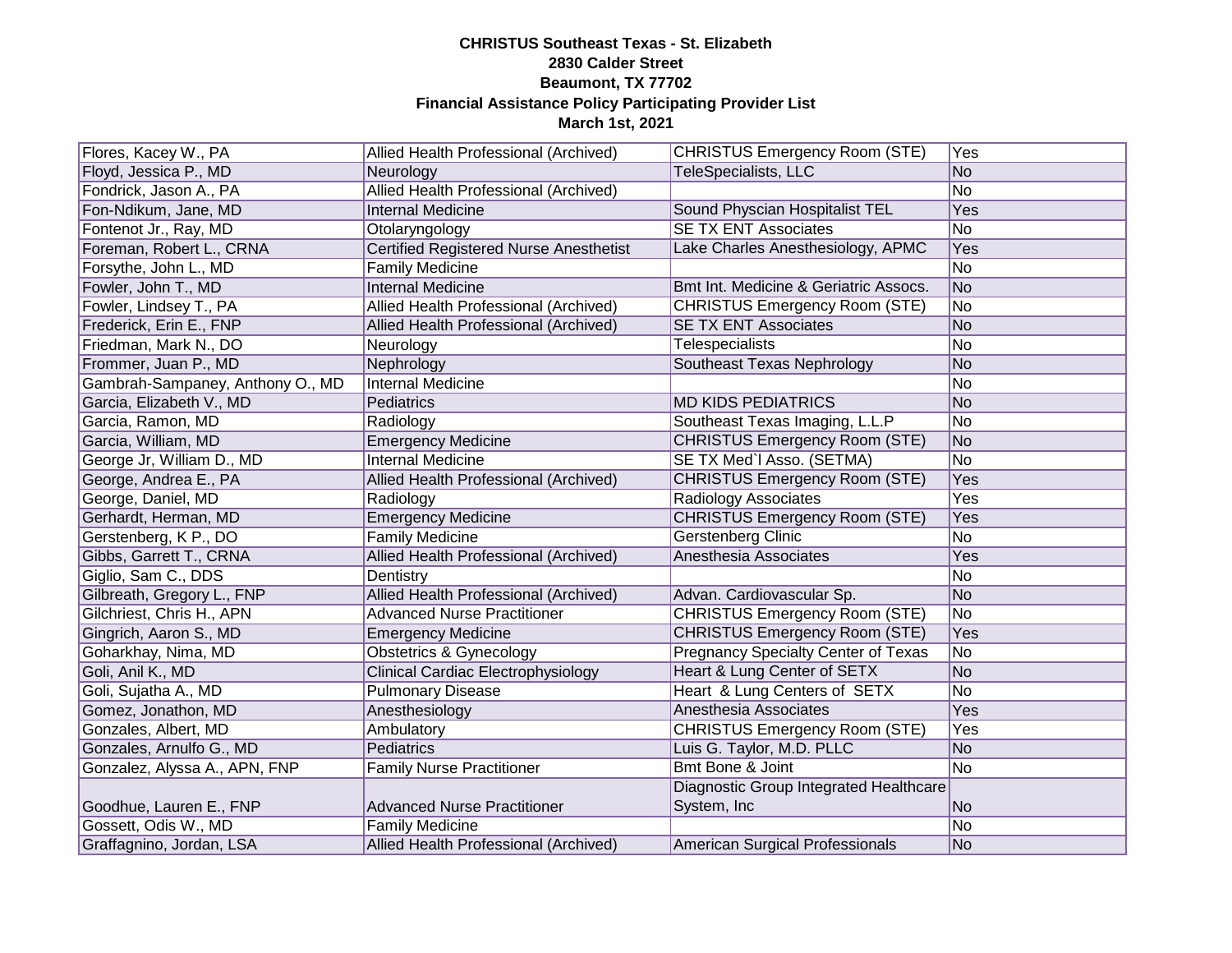**CHRISTUS Southeast Texas - St. Elizabeth**
**2830 Calder Street**
**Beaumont, TX 77702**
**Financial Assistance Policy Participating Provider List**
**March 1st, 2021**

| | | | |
|---|---|---|---|
| Flores, Kacey W., PA | Allied Health Professional (Archived) | CHRISTUS Emergency Room (STE) | Yes |
| Floyd, Jessica P., MD | Neurology | TeleSpecialists, LLC | No |
| Fondrick, Jason A., PA | Allied Health Professional (Archived) | | No |
| Fon-Ndikum, Jane, MD | Internal Medicine | Sound Physcian Hospitalist TEL | Yes |
| Fontenot Jr., Ray, MD | Otolaryngology | SE TX ENT Associates | No |
| Foreman, Robert L., CRNA | Certified Registered Nurse Anesthetist | Lake Charles Anesthesiology, APMC | Yes |
| Forsythe, John L., MD | Family Medicine | | No |
| Fowler, John T., MD | Internal Medicine | Bmt Int. Medicine & Geriatric Assocs. | No |
| Fowler, Lindsey T., PA | Allied Health Professional (Archived) | CHRISTUS Emergency Room (STE) | No |
| Frederick, Erin E., FNP | Allied Health Professional (Archived) | SE TX ENT Associates | No |
| Friedman, Mark N., DO | Neurology | Telespecialists | No |
| Frommer, Juan P., MD | Nephrology | Southeast Texas Nephrology | No |
| Gambrah-Sampaney, Anthony O., MD | Internal Medicine | | No |
| Garcia, Elizabeth V., MD | Pediatrics | MD KIDS PEDIATRICS | No |
| Garcia, Ramon, MD | Radiology | Southeast Texas Imaging, L.L.P | No |
| Garcia, William, MD | Emergency Medicine | CHRISTUS Emergency Room (STE) | No |
| George Jr, William D., MD | Internal Medicine | SE TX Med`l Asso. (SETMA) | No |
| George, Andrea E., PA | Allied Health Professional (Archived) | CHRISTUS Emergency Room (STE) | Yes |
| George, Daniel, MD | Radiology | Radiology Associates | Yes |
| Gerhardt, Herman, MD | Emergency Medicine | CHRISTUS Emergency Room (STE) | Yes |
| Gerstenberg, K P., DO | Family Medicine | Gerstenberg Clinic | No |
| Gibbs, Garrett T., CRNA | Allied Health Professional (Archived) | Anesthesia Associates | Yes |
| Giglio, Sam C., DDS | Dentistry | | No |
| Gilbreath, Gregory L., FNP | Allied Health Professional (Archived) | Advan. Cardiovascular Sp. | No |
| Gilchriest, Chris H., APN | Advanced Nurse Practitioner | CHRISTUS Emergency Room (STE) | No |
| Gingrich, Aaron S., MD | Emergency Medicine | CHRISTUS Emergency Room (STE) | Yes |
| Goharkhay, Nima, MD | Obstetrics & Gynecology | Pregnancy Specialty Center of Texas | No |
| Goli, Anil K., MD | Clinical Cardiac Electrophysiology | Heart & Lung Center of SETX | No |
| Goli, Sujatha A., MD | Pulmonary Disease | Heart & Lung Centers of SETX | No |
| Gomez, Jonathon, MD | Anesthesiology | Anesthesia Associates | Yes |
| Gonzales, Albert, MD | Ambulatory | CHRISTUS Emergency Room (STE) | Yes |
| Gonzales, Arnulfo G., MD | Pediatrics | Luis G. Taylor, M.D. PLLC | No |
| Gonzalez, Alyssa A., APN, FNP | Family Nurse Practitioner | Bmt Bone & Joint | No |
| Goodhue, Lauren E., FNP | Advanced Nurse Practitioner | Diagnostic Group Integrated Healthcare System, Inc | No |
| Gossett, Odis W., MD | Family Medicine | | No |
| Graffagnino, Jordan, LSA | Allied Health Professional (Archived) | American Surgical Professionals | No |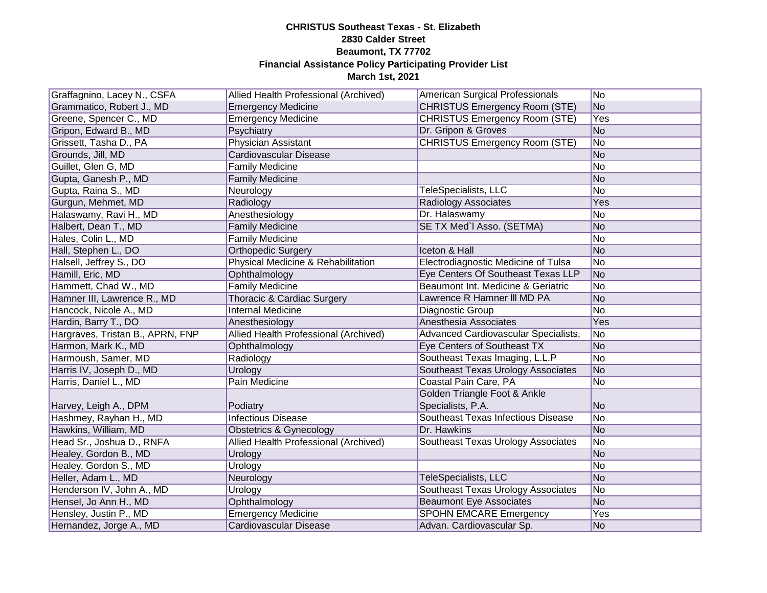**CHRISTUS Southeast Texas - St. Elizabeth**
**2830 Calder Street**
**Beaumont, TX 77702**
**Financial Assistance Policy Participating Provider List**
**March 1st, 2021**

| | | | |
|---|---|---|---|
| Graffagnino, Lacey N., CSFA | Allied Health Professional (Archived) | American Surgical Professionals | No |
| Grammatico, Robert J., MD | Emergency Medicine | CHRISTUS Emergency Room (STE) | No |
| Greene, Spencer C., MD | Emergency Medicine | CHRISTUS Emergency Room (STE) | Yes |
| Gripon, Edward B., MD | Psychiatry | Dr. Gripon & Groves | No |
| Grissett, Tasha D., PA | Physician Assistant | CHRISTUS Emergency Room (STE) | No |
| Grounds, Jill, MD | Cardiovascular Disease | | No |
| Guillet, Glen G, MD | Family Medicine | | No |
| Gupta, Ganesh P., MD | Family Medicine | | No |
| Gupta, Raina S., MD | Neurology | TeleSpecialists, LLC | No |
| Gurgun, Mehmet, MD | Radiology | Radiology Associates | Yes |
| Halaswamy, Ravi H., MD | Anesthesiology | Dr. Halaswamy | No |
| Halbert, Dean T., MD | Family Medicine | SE TX Med`l Asso. (SETMA) | No |
| Hales, Colin L., MD | Family Medicine | | No |
| Hall, Stephen L., DO | Orthopedic Surgery | Iceton & Hall | No |
| Halsell, Jeffrey S., DO | Physical Medicine & Rehabilitation | Electrodiagnostic Medicine of Tulsa | No |
| Hamill, Eric, MD | Ophthalmology | Eye Centers Of Southeast Texas LLP | No |
| Hammett, Chad W., MD | Family Medicine | Beaumont Int. Medicine & Geriatric | No |
| Hamner III, Lawrence R., MD | Thoracic & Cardiac Surgery | Lawrence R Hamner lll MD PA | No |
| Hancock, Nicole A., MD | Internal Medicine | Diagnostic Group | No |
| Hardin, Barry T., DO | Anesthesiology | Anesthesia Associates | Yes |
| Hargraves, Tristan B., APRN, FNP | Allied Health Professional (Archived) | Advanced Cardiovascular Specialists, | No |
| Harmon, Mark K., MD | Ophthalmology | Eye Centers of Southeast TX | No |
| Harmoush, Samer, MD | Radiology | Southeast Texas Imaging, L.L.P | No |
| Harris IV, Joseph D., MD | Urology | Southeast Texas Urology Associates | No |
| Harris, Daniel L., MD | Pain Medicine | Coastal Pain Care, PA | No |
| Harvey, Leigh A., DPM | Podiatry | Golden Triangle Foot & Ankle Specialists, P.A. | No |
| Hashmey, Rayhan H., MD | Infectious Disease | Southeast Texas Infectious Disease | No |
| Hawkins, William, MD | Obstetrics & Gynecology | Dr. Hawkins | No |
| Head Sr., Joshua D., RNFA | Allied Health Professional (Archived) | Southeast Texas Urology Associates | No |
| Healey, Gordon B., MD | Urology | | No |
| Healey, Gordon S., MD | Urology | | No |
| Heller, Adam L., MD | Neurology | TeleSpecialists, LLC | No |
| Henderson IV, John A., MD | Urology | Southeast Texas Urology Associates | No |
| Hensel, Jo Ann H., MD | Ophthalmology | Beaumont Eye Associates | No |
| Hensley, Justin P., MD | Emergency Medicine | SPOHN EMCARE Emergency | Yes |
| Hernandez, Jorge A., MD | Cardiovascular Disease | Advan. Cardiovascular Sp. | No |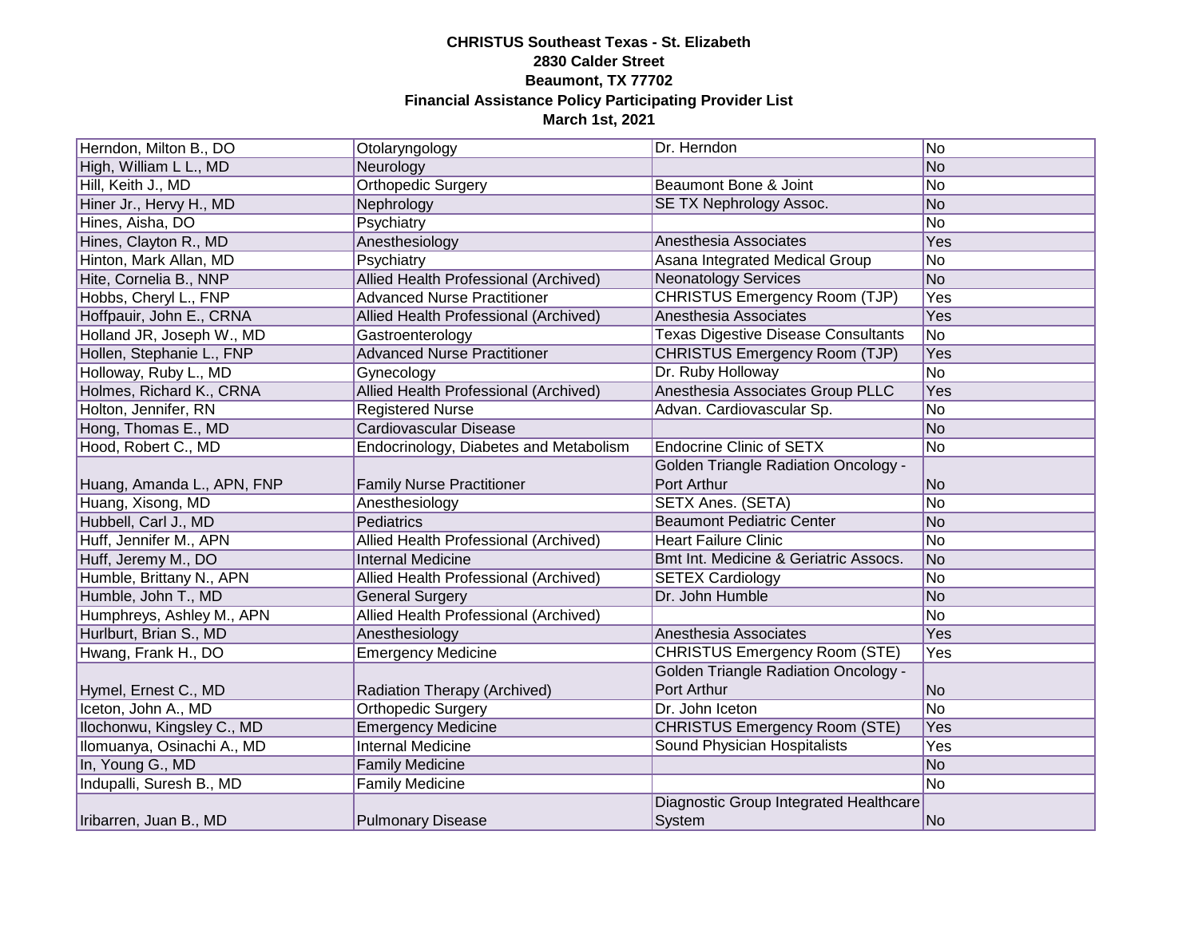**CHRISTUS Southeast Texas - St. Elizabeth**
**2830 Calder Street**
**Beaumont, TX 77702**
**Financial Assistance Policy Participating Provider List**
**March 1st, 2021**

| | | | |
|---|---|---|---|
| Herndon, Milton B., DO | Otolaryngology | Dr. Herndon | No |
| High, William L L., MD | Neurology | | No |
| Hill, Keith J., MD | Orthopedic Surgery | Beaumont Bone & Joint | No |
| Hiner Jr., Hervy H., MD | Nephrology | SE TX Nephrology Assoc. | No |
| Hines, Aisha, DO | Psychiatry | | No |
| Hines, Clayton R., MD | Anesthesiology | Anesthesia Associates | Yes |
| Hinton, Mark Allan, MD | Psychiatry | Asana Integrated Medical Group | No |
| Hite, Cornelia B., NNP | Allied Health Professional (Archived) | Neonatology Services | No |
| Hobbs, Cheryl L., FNP | Advanced Nurse Practitioner | CHRISTUS Emergency Room (TJP) | Yes |
| Hoffpauir, John E., CRNA | Allied Health Professional (Archived) | Anesthesia Associates | Yes |
| Holland JR, Joseph W., MD | Gastroenterology | Texas Digestive Disease Consultants | No |
| Hollen, Stephanie L., FNP | Advanced Nurse Practitioner | CHRISTUS Emergency Room (TJP) | Yes |
| Holloway, Ruby L., MD | Gynecology | Dr. Ruby Holloway | No |
| Holmes, Richard K., CRNA | Allied Health Professional (Archived) | Anesthesia Associates Group PLLC | Yes |
| Holton, Jennifer, RN | Registered Nurse | Advan. Cardiovascular Sp. | No |
| Hong, Thomas E., MD | Cardiovascular Disease | | No |
| Hood, Robert C., MD | Endocrinology, Diabetes and Metabolism | Endocrine Clinic of SETX | No |
| Huang, Amanda L., APN, FNP | Family Nurse Practitioner | Golden Triangle Radiation Oncology - Port Arthur | No |
| Huang, Xisong, MD | Anesthesiology | SETX Anes. (SETA) | No |
| Hubbell, Carl J., MD | Pediatrics | Beaumont Pediatric Center | No |
| Huff, Jennifer M., APN | Allied Health Professional (Archived) | Heart Failure Clinic | No |
| Huff, Jeremy M., DO | Internal Medicine | Bmt Int. Medicine & Geriatric Assocs. | No |
| Humble, Brittany N., APN | Allied Health Professional (Archived) | SETEX Cardiology | No |
| Humble, John T., MD | General Surgery | Dr. John Humble | No |
| Humphreys, Ashley M., APN | Allied Health Professional (Archived) | | No |
| Hurlburt, Brian S., MD | Anesthesiology | Anesthesia Associates | Yes |
| Hwang, Frank H., DO | Emergency Medicine | CHRISTUS Emergency Room (STE) | Yes |
| Hymel, Ernest C., MD | Radiation Therapy (Archived) | Golden Triangle Radiation Oncology - Port Arthur | No |
| Iceton, John A., MD | Orthopedic Surgery | Dr. John Iceton | No |
| Ilochonwu, Kingsley C., MD | Emergency Medicine | CHRISTUS Emergency Room (STE) | Yes |
| Ilomuanya, Osinachi A., MD | Internal Medicine | Sound Physician Hospitalists | Yes |
| In, Young G., MD | Family Medicine | | No |
| Indupalli, Suresh B., MD | Family Medicine | | No |
| Iribarren, Juan B., MD | Pulmonary Disease | Diagnostic Group Integrated Healthcare System | No |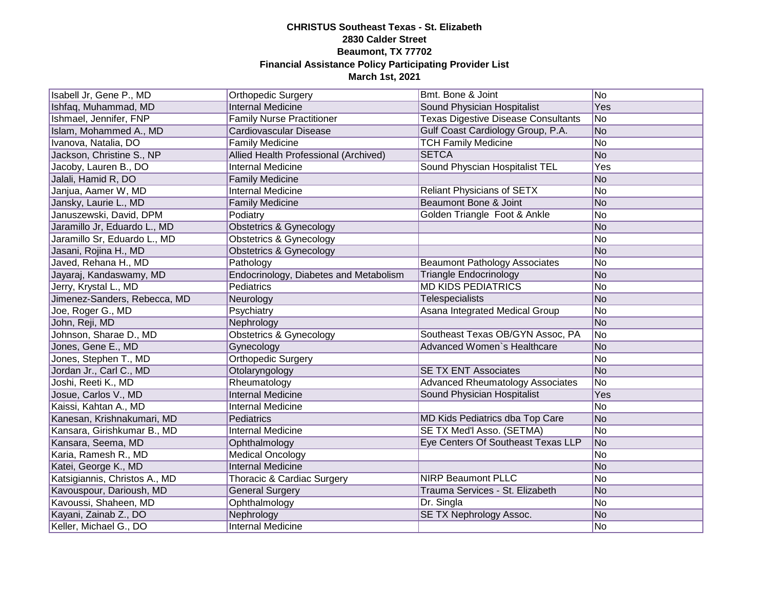**CHRISTUS Southeast Texas - St. Elizabeth**
**2830 Calder Street**
**Beaumont, TX 77702**
**Financial Assistance Policy Participating Provider List**
**March 1st, 2021**

| | | | |
|---|---|---|---|
| Isabell Jr, Gene P., MD | Orthopedic Surgery | Bmt. Bone & Joint | No |
| Ishfaq, Muhammad, MD | Internal Medicine | Sound Physician Hospitalist | Yes |
| Ishmael, Jennifer, FNP | Family Nurse Practitioner | Texas Digestive Disease Consultants | No |
| Islam, Mohammed A., MD | Cardiovascular Disease | Gulf Coast Cardiology Group, P.A. | No |
| Ivanova, Natalia, DO | Family Medicine | TCH Family Medicine | No |
| Jackson, Christine S., NP | Allied Health Professional (Archived) | SETCA | No |
| Jacoby, Lauren B., DO | Internal Medicine | Sound Physcian Hospitalist TEL | Yes |
| Jalali, Hamid R, DO | Family Medicine | | No |
| Janjua, Aamer W, MD | Internal Medicine | Reliant Physicians of SETX | No |
| Jansky, Laurie L., MD | Family Medicine | Beaumont Bone & Joint | No |
| Januszewski, David, DPM | Podiatry | Golden Triangle Foot & Ankle | No |
| Jaramillo Jr, Eduardo L., MD | Obstetrics & Gynecology | | No |
| Jaramillo Sr, Eduardo L., MD | Obstetrics & Gynecology | | No |
| Jasani, Rojina H., MD | Obstetrics & Gynecology | | No |
| Javed, Rehana H., MD | Pathology | Beaumont Pathology Associates | No |
| Jayaraj, Kandaswamy, MD | Endocrinology, Diabetes and Metabolism | Triangle Endocrinology | No |
| Jerry, Krystal L., MD | Pediatrics | MD KIDS PEDIATRICS | No |
| Jimenez-Sanders, Rebecca, MD | Neurology | Telespecialists | No |
| Joe, Roger G., MD | Psychiatry | Asana Integrated Medical Group | No |
| John, Reji, MD | Nephrology | | No |
| Johnson, Sharae D., MD | Obstetrics & Gynecology | Southeast Texas OB/GYN Assoc, PA | No |
| Jones, Gene E., MD | Gynecology | Advanced Women`s Healthcare | No |
| Jones, Stephen T., MD | Orthopedic Surgery | | No |
| Jordan Jr., Carl C., MD | Otolaryngology | SE TX ENT Associates | No |
| Joshi, Reeti K., MD | Rheumatology | Advanced Rheumatology Associates | No |
| Josue, Carlos V., MD | Internal Medicine | Sound Physician Hospitalist | Yes |
| Kaissi, Kahtan A., MD | Internal Medicine | | No |
| Kanesan, Krishnakumari, MD | Pediatrics | MD Kids Pediatrics dba Top Care | No |
| Kansara, Girishkumar B., MD | Internal Medicine | SE TX Med'l Asso. (SETMA) | No |
| Kansara, Seema, MD | Ophthalmology | Eye Centers Of Southeast Texas LLP | No |
| Karia, Ramesh R., MD | Medical Oncology | | No |
| Katei, George K., MD | Internal Medicine | | No |
| Katsigiannis, Christos A., MD | Thoracic & Cardiac Surgery | NIRP Beaumont PLLC | No |
| Kavouspour, Darioush, MD | General Surgery | Trauma Services - St. Elizabeth | No |
| Kavoussi, Shaheen, MD | Ophthalmology | Dr. Singla | No |
| Kayani, Zainab Z., DO | Nephrology | SE TX Nephrology Assoc. | No |
| Keller, Michael G., DO | Internal Medicine | | No |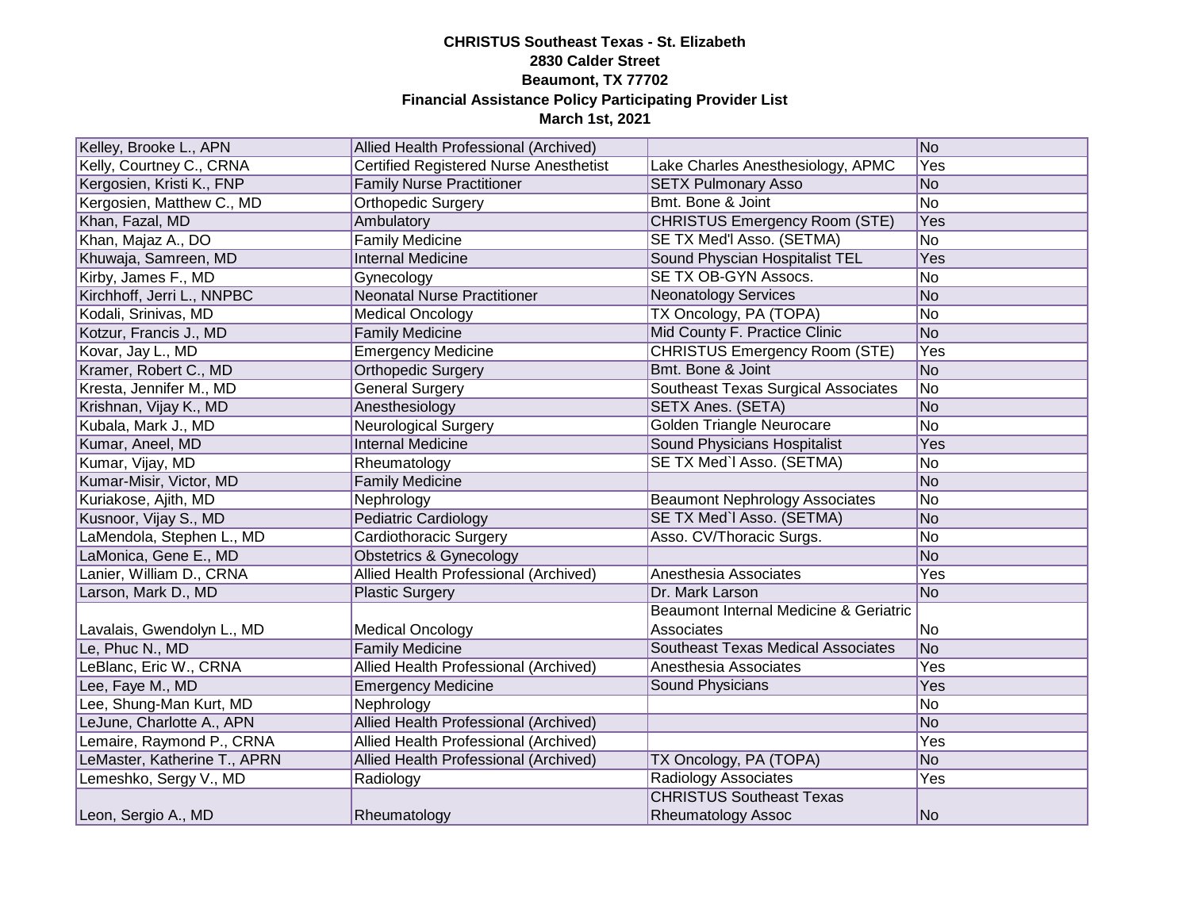**CHRISTUS Southeast Texas - St. Elizabeth**
**2830 Calder Street**
**Beaumont, TX 77702**
**Financial Assistance Policy Participating Provider List**
**March 1st, 2021**

| | | | |
|---|---|---|---|
| Kelley, Brooke L., APN | Allied Health Professional (Archived) | | No |
| Kelly, Courtney C., CRNA | Certified Registered Nurse Anesthetist | Lake Charles Anesthesiology, APMC | Yes |
| Kergosien, Kristi K., FNP | Family Nurse Practitioner | SETX Pulmonary Asso | No |
| Kergosien, Matthew C., MD | Orthopedic Surgery | Bmt. Bone & Joint | No |
| Khan, Fazal, MD | Ambulatory | CHRISTUS Emergency Room (STE) | Yes |
| Khan, Majaz A., DO | Family Medicine | SE TX Med'l Asso. (SETMA) | No |
| Khuwaja, Samreen, MD | Internal Medicine | Sound Physcian Hospitalist TEL | Yes |
| Kirby, James F., MD | Gynecology | SE TX OB-GYN Assocs. | No |
| Kirchhoff, Jerri L., NNPBC | Neonatal Nurse Practitioner | Neonatology Services | No |
| Kodali, Srinivas, MD | Medical Oncology | TX Oncology, PA (TOPA) | No |
| Kotzur, Francis J., MD | Family Medicine | Mid County F. Practice Clinic | No |
| Kovar, Jay L., MD | Emergency Medicine | CHRISTUS Emergency Room (STE) | Yes |
| Kramer, Robert C., MD | Orthopedic Surgery | Bmt. Bone & Joint | No |
| Kresta, Jennifer M., MD | General Surgery | Southeast Texas Surgical Associates | No |
| Krishnan, Vijay K., MD | Anesthesiology | SETX Anes. (SETA) | No |
| Kubala, Mark J., MD | Neurological Surgery | Golden Triangle Neurocare | No |
| Kumar, Aneel, MD | Internal Medicine | Sound Physicians Hospitalist | Yes |
| Kumar, Vijay, MD | Rheumatology | SE TX Med`l Asso. (SETMA) | No |
| Kumar-Misir, Victor, MD | Family Medicine | | No |
| Kuriakose, Ajith, MD | Nephrology | Beaumont Nephrology Associates | No |
| Kusnoor, Vijay S., MD | Pediatric Cardiology | SE TX Med`l Asso. (SETMA) | No |
| LaMendola, Stephen L., MD | Cardiothoracic Surgery | Asso. CV/Thoracic Surgs. | No |
| LaMonica, Gene E., MD | Obstetrics & Gynecology | | No |
| Lanier, William D., CRNA | Allied Health Professional (Archived) | Anesthesia Associates | Yes |
| Larson, Mark D., MD | Plastic Surgery | Dr. Mark Larson | No |
| Lavalais, Gwendolyn L., MD | Medical Oncology | Beaumont Internal Medicine & Geriatric Associates | No |
| Le, Phuc N., MD | Family Medicine | Southeast Texas Medical Associates | No |
| LeBlanc, Eric W., CRNA | Allied Health Professional (Archived) | Anesthesia Associates | Yes |
| Lee, Faye M., MD | Emergency Medicine | Sound Physicians | Yes |
| Lee, Shung-Man Kurt, MD | Nephrology | | No |
| LeJune, Charlotte A., APN | Allied Health Professional (Archived) | | No |
| Lemaire, Raymond P., CRNA | Allied Health Professional (Archived) | | Yes |
| LeMaster, Katherine T., APRN | Allied Health Professional (Archived) | TX Oncology, PA (TOPA) | No |
| Lemeshko, Sergy V., MD | Radiology | Radiology Associates | Yes |
| Leon, Sergio A., MD | Rheumatology | CHRISTUS Southeast Texas Rheumatology Assoc | No |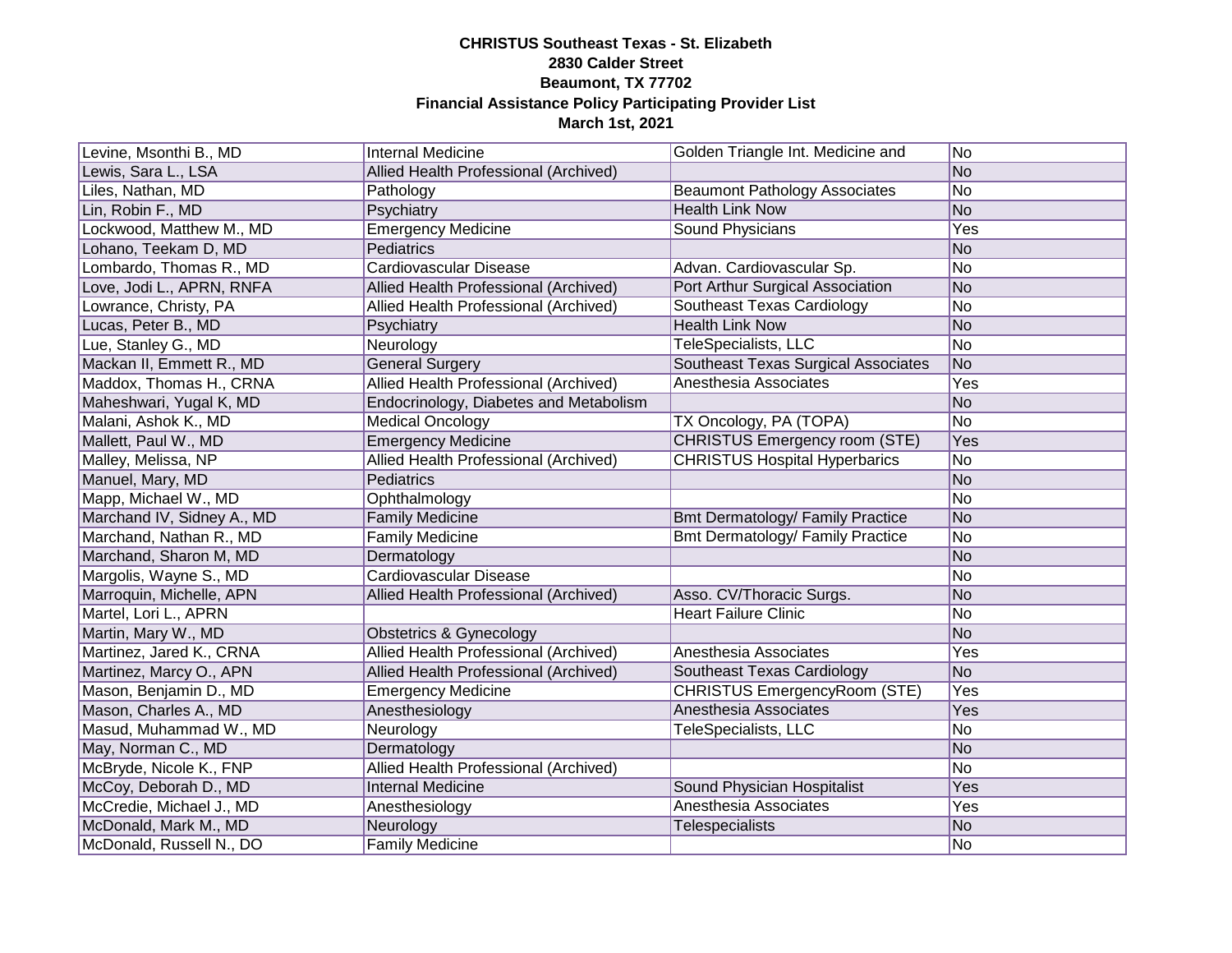**CHRISTUS Southeast Texas - St. Elizabeth**
**2830 Calder Street**
**Beaumont, TX 77702**
**Financial Assistance Policy Participating Provider List**
**March 1st, 2021**

| | | | |
|---|---|---|---|
| Levine, Msonthi B., MD | Internal Medicine | Golden Triangle Int. Medicine and | No |
| Lewis, Sara L., LSA | Allied Health Professional (Archived) | | No |
| Liles, Nathan, MD | Pathology | Beaumont Pathology Associates | No |
| Lin, Robin F., MD | Psychiatry | Health Link Now | No |
| Lockwood, Matthew M., MD | Emergency Medicine | Sound Physicians | Yes |
| Lohano, Teekam D, MD | Pediatrics | | No |
| Lombardo, Thomas R., MD | Cardiovascular Disease | Advan. Cardiovascular Sp. | No |
| Love, Jodi L., APRN, RNFA | Allied Health Professional (Archived) | Port Arthur Surgical Association | No |
| Lowrance, Christy, PA | Allied Health Professional (Archived) | Southeast Texas Cardiology | No |
| Lucas, Peter B., MD | Psychiatry | Health Link Now | No |
| Lue, Stanley G., MD | Neurology | TeleSpecialists, LLC | No |
| Mackan II, Emmett R., MD | General Surgery | Southeast Texas Surgical Associates | No |
| Maddox, Thomas H., CRNA | Allied Health Professional (Archived) | Anesthesia Associates | Yes |
| Maheshwari, Yugal K, MD | Endocrinology, Diabetes and Metabolism | | No |
| Malani, Ashok K., MD | Medical Oncology | TX Oncology, PA (TOPA) | No |
| Mallett, Paul W., MD | Emergency Medicine | CHRISTUS Emergency room (STE) | Yes |
| Malley, Melissa, NP | Allied Health Professional (Archived) | CHRISTUS Hospital Hyperbarics | No |
| Manuel, Mary, MD | Pediatrics | | No |
| Mapp, Michael W., MD | Ophthalmology | | No |
| Marchand IV, Sidney A., MD | Family Medicine | Bmt Dermatology/ Family Practice | No |
| Marchand, Nathan R., MD | Family Medicine | Bmt Dermatology/ Family Practice | No |
| Marchand, Sharon M, MD | Dermatology | | No |
| Margolis, Wayne S., MD | Cardiovascular Disease | | No |
| Marroquin, Michelle, APN | Allied Health Professional (Archived) | Asso. CV/Thoracic Surgs. | No |
| Martel, Lori L., APRN | | Heart Failure Clinic | No |
| Martin, Mary W., MD | Obstetrics & Gynecology | | No |
| Martinez, Jared K., CRNA | Allied Health Professional (Archived) | Anesthesia Associates | Yes |
| Martinez, Marcy O., APN | Allied Health Professional (Archived) | Southeast Texas Cardiology | No |
| Mason, Benjamin D., MD | Emergency Medicine | CHRISTUS EmergencyRoom (STE) | Yes |
| Mason, Charles A., MD | Anesthesiology | Anesthesia Associates | Yes |
| Masud, Muhammad W., MD | Neurology | TeleSpecialists, LLC | No |
| May, Norman C., MD | Dermatology | | No |
| McBryde, Nicole K., FNP | Allied Health Professional (Archived) | | No |
| McCoy, Deborah D., MD | Internal Medicine | Sound Physician Hospitalist | Yes |
| McCredie, Michael J., MD | Anesthesiology | Anesthesia Associates | Yes |
| McDonald, Mark M., MD | Neurology | Telespecialists | No |
| McDonald, Russell N., DO | Family Medicine | | No |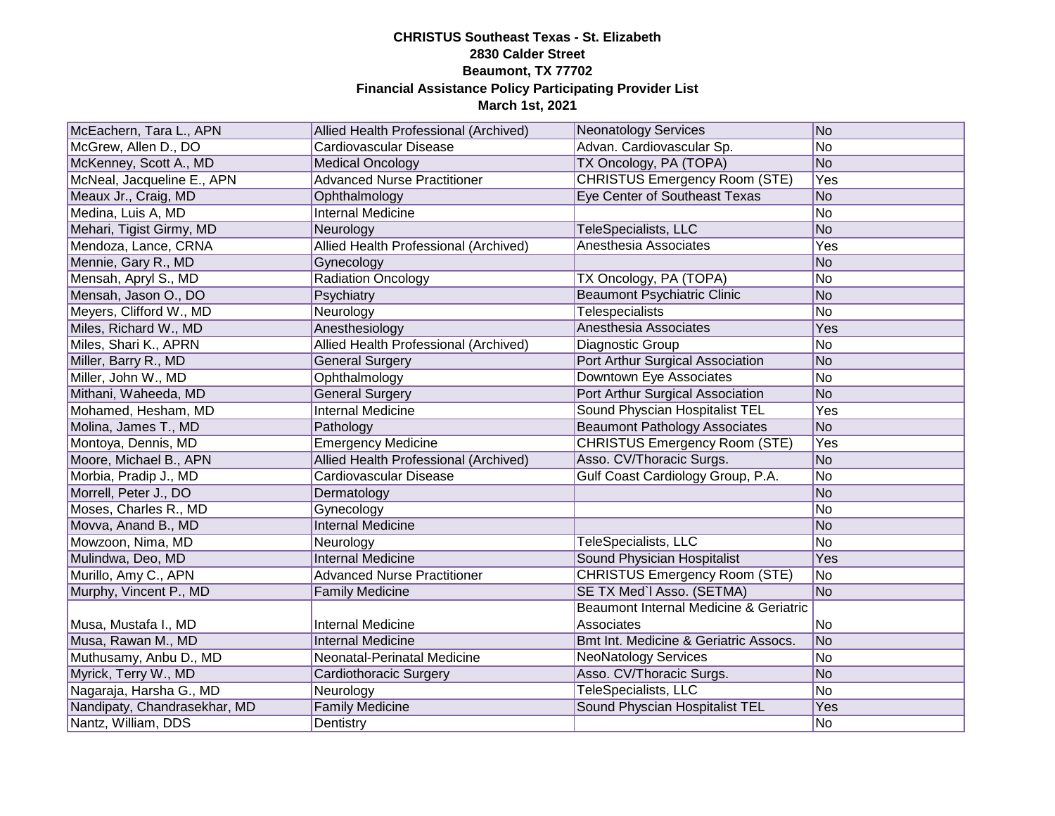**CHRISTUS Southeast Texas - St. Elizabeth**
**2830 Calder Street**
**Beaumont, TX 77702**
**Financial Assistance Policy Participating Provider List**
**March 1st, 2021**

| | | | |
|---|---|---|---|
| McEachern, Tara L., APN | Allied Health Professional (Archived) | Neonatology Services | No |
| McGrew, Allen D., DO | Cardiovascular Disease | Advan. Cardiovascular Sp. | No |
| McKenney, Scott A., MD | Medical Oncology | TX Oncology, PA (TOPA) | No |
| McNeal, Jacqueline E., APN | Advanced Nurse Practitioner | CHRISTUS Emergency Room (STE) | Yes |
| Meaux Jr., Craig, MD | Ophthalmology | Eye Center of Southeast Texas | No |
| Medina, Luis A, MD | Internal Medicine | | No |
| Mehari, Tigist Girmy, MD | Neurology | TeleSpecialists, LLC | No |
| Mendoza, Lance, CRNA | Allied Health Professional (Archived) | Anesthesia Associates | Yes |
| Mennie, Gary R., MD | Gynecology | | No |
| Mensah, Apryl S., MD | Radiation Oncology | TX Oncology, PA (TOPA) | No |
| Mensah, Jason O., DO | Psychiatry | Beaumont Psychiatric Clinic | No |
| Meyers, Clifford W., MD | Neurology | Telespecialists | No |
| Miles, Richard W., MD | Anesthesiology | Anesthesia Associates | Yes |
| Miles, Shari K., APRN | Allied Health Professional (Archived) | Diagnostic Group | No |
| Miller, Barry R., MD | General Surgery | Port Arthur Surgical Association | No |
| Miller, John W., MD | Ophthalmology | Downtown Eye Associates | No |
| Mithani, Waheeda, MD | General Surgery | Port Arthur Surgical Association | No |
| Mohamed, Hesham, MD | Internal Medicine | Sound Physcian Hospitalist TEL | Yes |
| Molina, James T., MD | Pathology | Beaumont Pathology Associates | No |
| Montoya, Dennis, MD | Emergency Medicine | CHRISTUS Emergency Room (STE) | Yes |
| Moore, Michael B., APN | Allied Health Professional (Archived) | Asso. CV/Thoracic Surgs. | No |
| Morbia, Pradip J., MD | Cardiovascular Disease | Gulf Coast Cardiology Group, P.A. | No |
| Morrell, Peter J., DO | Dermatology | | No |
| Moses, Charles R., MD | Gynecology | | No |
| Movva, Anand B., MD | Internal Medicine | | No |
| Mowzoon, Nima, MD | Neurology | TeleSpecialists, LLC | No |
| Mulindwa, Deo, MD | Internal Medicine | Sound Physician Hospitalist | Yes |
| Murillo, Amy C., APN | Advanced Nurse Practitioner | CHRISTUS Emergency Room (STE) | No |
| Murphy, Vincent P., MD | Family Medicine | SE TX Med`l Asso. (SETMA) | No |
| Musa, Mustafa I., MD | Internal Medicine | Beaumont Internal Medicine & Geriatric Associates | No |
| Musa, Rawan M., MD | Internal Medicine | Bmt Int. Medicine & Geriatric Assocs. | No |
| Muthusamy, Anbu D., MD | Neonatal-Perinatal Medicine | NeoNatology Services | No |
| Myrick, Terry W., MD | Cardiothoracic Surgery | Asso. CV/Thoracic Surgs. | No |
| Nagaraja, Harsha G., MD | Neurology | TeleSpecialists, LLC | No |
| Nandipaty, Chandrasekhar, MD | Family Medicine | Sound Physcian Hospitalist TEL | Yes |
| Nantz, William, DDS | Dentistry | | No |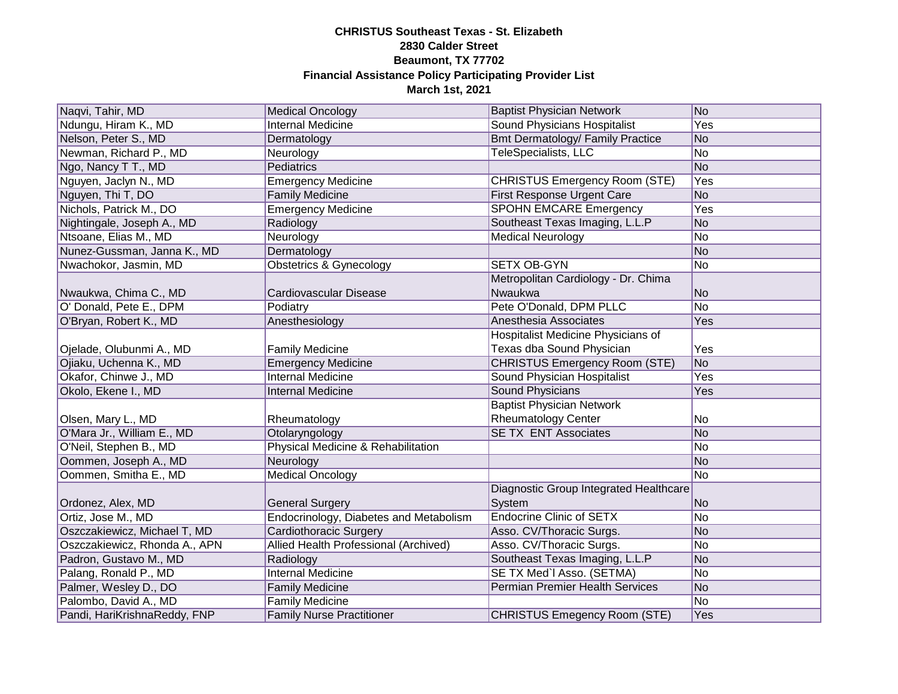**CHRISTUS Southeast Texas - St. Elizabeth**
**2830 Calder Street**
**Beaumont, TX 77702**
**Financial Assistance Policy Participating Provider List**
**March 1st, 2021**

| | | | |
|---|---|---|---|
| Naqvi, Tahir, MD | Medical Oncology | Baptist Physician Network | No |
| Ndungu, Hiram K., MD | Internal Medicine | Sound Physicians Hospitalist | Yes |
| Nelson, Peter S., MD | Dermatology | Bmt Dermatology/ Family Practice | No |
| Newman, Richard P., MD | Neurology | TeleSpecialists, LLC | No |
| Ngo, Nancy T T., MD | Pediatrics | | No |
| Nguyen, Jaclyn N., MD | Emergency Medicine | CHRISTUS Emergency Room (STE) | Yes |
| Nguyen, Thi T, DO | Family Medicine | First Response Urgent Care | No |
| Nichols, Patrick M., DO | Emergency Medicine | SPOHN EMCARE Emergency | Yes |
| Nightingale, Joseph A., MD | Radiology | Southeast Texas Imaging, L.L.P | No |
| Ntsoane, Elias M., MD | Neurology | Medical Neurology | No |
| Nunez-Gussman, Janna K., MD | Dermatology | | No |
| Nwachokor, Jasmin, MD | Obstetrics & Gynecology | SETX OB-GYN | No |
| Nwaukwa, Chima C., MD | Cardiovascular Disease | Metropolitan Cardiology - Dr. Chima Nwaukwa | No |
| O' Donald, Pete E., DPM | Podiatry | Pete O'Donald, DPM PLLC | No |
| O'Bryan, Robert K., MD | Anesthesiology | Anesthesia Associates | Yes |
| Ojelade, Olubunmi A., MD | Family Medicine | Hospitalist Medicine Physicians of Texas dba Sound Physician | Yes |
| Ojiaku, Uchenna K., MD | Emergency Medicine | CHRISTUS Emergency Room (STE) | No |
| Okafor, Chinwe J., MD | Internal Medicine | Sound Physician Hospitalist | Yes |
| Okolo, Ekene I., MD | Internal Medicine | Sound Physicians | Yes |
| Olsen, Mary L., MD | Rheumatology | Baptist Physician Network Rheumatology Center | No |
| O'Mara Jr., William E., MD | Otolaryngology | SE TX ENT Associates | No |
| O'Neil, Stephen B., MD | Physical Medicine & Rehabilitation | | No |
| Oommen, Joseph A., MD | Neurology | | No |
| Oommen, Smitha E., MD | Medical Oncology | | No |
| Ordonez, Alex, MD | General Surgery | Diagnostic Group Integrated Healthcare System | No |
| Ortiz, Jose M., MD | Endocrinology, Diabetes and Metabolism | Endocrine Clinic of SETX | No |
| Oszczakiewicz, Michael T, MD | Cardiothoracic Surgery | Asso. CV/Thoracic Surgs. | No |
| Oszczakiewicz, Rhonda A., APN | Allied Health Professional (Archived) | Asso. CV/Thoracic Surgs. | No |
| Padron, Gustavo M., MD | Radiology | Southeast Texas Imaging, L.L.P | No |
| Palang, Ronald P., MD | Internal Medicine | SE TX Med`l Asso. (SETMA) | No |
| Palmer, Wesley D., DO | Family Medicine | Permian Premier Health Services | No |
| Palombo, David A., MD | Family Medicine | | No |
| Pandi, HariKrishnaReddy, FNP | Family Nurse Practitioner | CHRISTUS Emegency Room (STE) | Yes |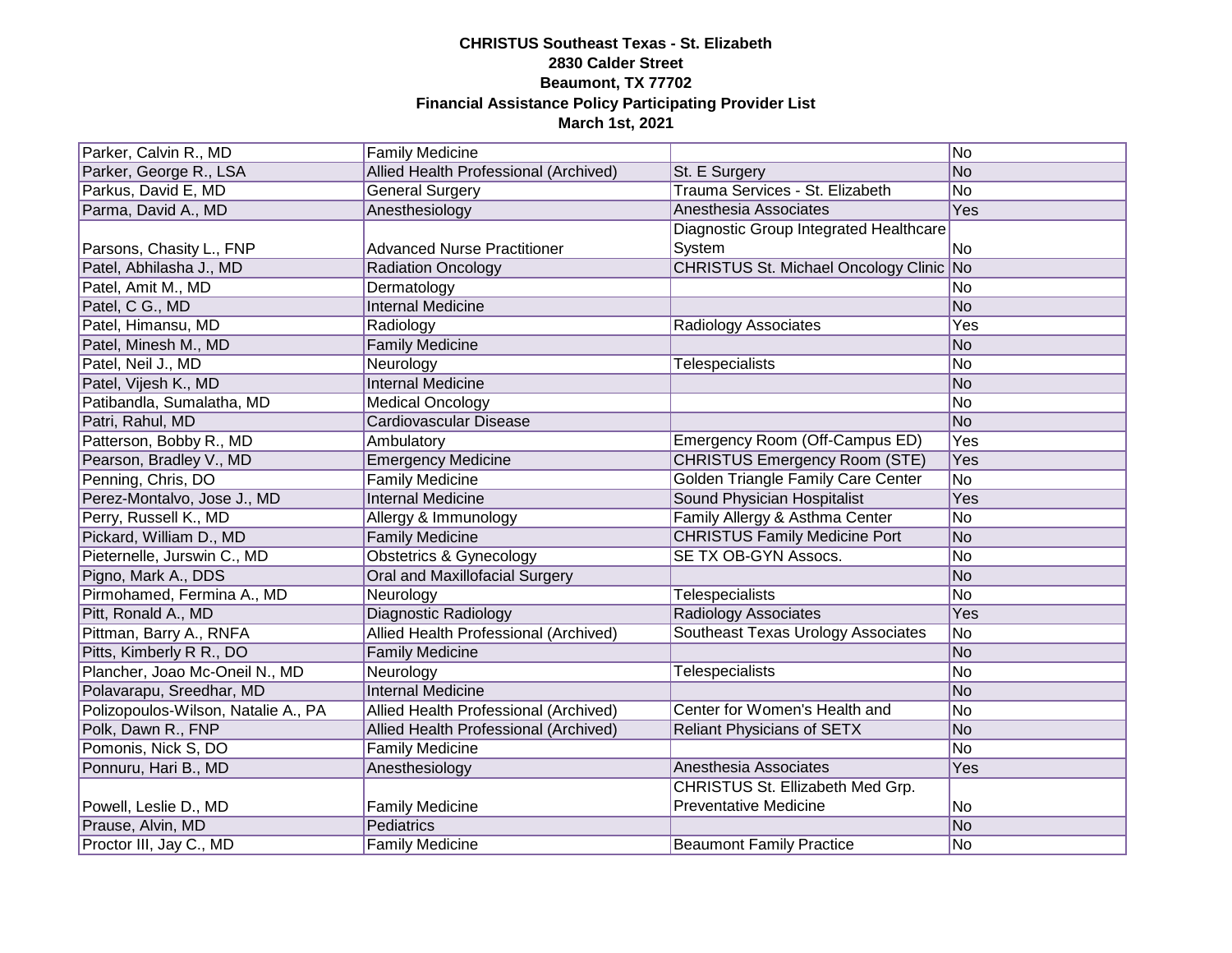**CHRISTUS Southeast Texas - St. Elizabeth**
**2830 Calder Street**
**Beaumont, TX 77702**
**Financial Assistance Policy Participating Provider List**
**March 1st, 2021**

| | | | |
|---|---|---|---|
| Parker, Calvin R., MD | Family Medicine | | No |
| Parker, George R., LSA | Allied Health Professional (Archived) | St. E Surgery | No |
| Parkus, David E, MD | General Surgery | Trauma Services - St. Elizabeth | No |
| Parma, David A., MD | Anesthesiology | Anesthesia Associates | Yes |
| Parsons, Chasity L., FNP | Advanced Nurse Practitioner | Diagnostic Group Integrated Healthcare System | No |
| Patel, Abhilasha J., MD | Radiation Oncology | CHRISTUS St. Michael Oncology Clinic | No |
| Patel, Amit M., MD | Dermatology | | No |
| Patel, C G., MD | Internal Medicine | | No |
| Patel, Himansu, MD | Radiology | Radiology Associates | Yes |
| Patel, Minesh M., MD | Family Medicine | | No |
| Patel, Neil J., MD | Neurology | Telespecialists | No |
| Patel, Vijesh K., MD | Internal Medicine | | No |
| Patibandla, Sumalatha, MD | Medical Oncology | | No |
| Patri, Rahul, MD | Cardiovascular Disease | | No |
| Patterson, Bobby R., MD | Ambulatory | Emergency Room (Off-Campus ED) | Yes |
| Pearson, Bradley V., MD | Emergency Medicine | CHRISTUS Emergency Room (STE) | Yes |
| Penning, Chris, DO | Family Medicine | Golden Triangle Family Care Center | No |
| Perez-Montalvo, Jose J., MD | Internal Medicine | Sound Physician Hospitalist | Yes |
| Perry, Russell K., MD | Allergy & Immunology | Family Allergy & Asthma Center | No |
| Pickard, William D., MD | Family Medicine | CHRISTUS Family Medicine Port | No |
| Pieternelle, Jurswin C., MD | Obstetrics & Gynecology | SE TX OB-GYN Assocs. | No |
| Pigno, Mark A., DDS | Oral and Maxillofacial Surgery | | No |
| Pirmohamed, Fermina A., MD | Neurology | Telespecialists | No |
| Pitt, Ronald A., MD | Diagnostic Radiology | Radiology Associates | Yes |
| Pittman, Barry A., RNFA | Allied Health Professional (Archived) | Southeast Texas Urology Associates | No |
| Pitts, Kimberly R R., DO | Family Medicine | | No |
| Plancher, Joao Mc-Oneil N., MD | Neurology | Telespecialists | No |
| Polavarapu, Sreedhar, MD | Internal Medicine | | No |
| Polizopoulos-Wilson, Natalie A., PA | Allied Health Professional (Archived) | Center for Women's Health and | No |
| Polk, Dawn R., FNP | Allied Health Professional (Archived) | Reliant Physicians of SETX | No |
| Pomonis, Nick S, DO | Family Medicine | | No |
| Ponnuru, Hari B., MD | Anesthesiology | Anesthesia Associates | Yes |
| Powell, Leslie D., MD | Family Medicine | CHRISTUS St. Ellizabeth Med Grp. Preventative Medicine | No |
| Prause, Alvin, MD | Pediatrics | | No |
| Proctor III, Jay C., MD | Family Medicine | Beaumont Family Practice | No |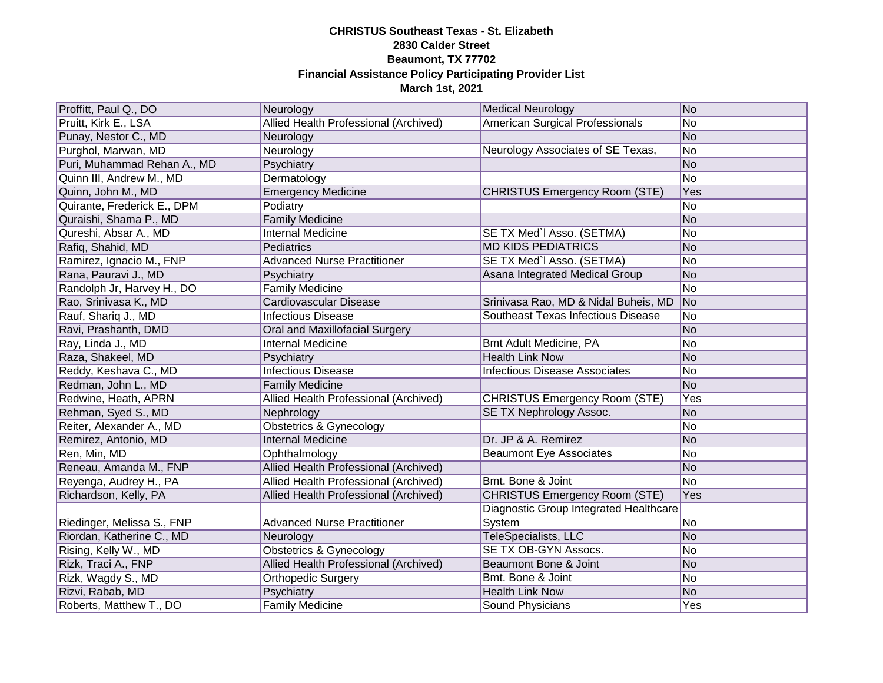**CHRISTUS Southeast Texas - St. Elizabeth**
**2830 Calder Street**
**Beaumont, TX 77702**
**Financial Assistance Policy Participating Provider List**
**March 1st, 2021**

| | | | |
|---|---|---|---|
| Proffitt, Paul Q., DO | Neurology | Medical Neurology | No |
| Pruitt, Kirk E., LSA | Allied Health Professional (Archived) | American Surgical Professionals | No |
| Punay, Nestor C., MD | Neurology | | No |
| Purghol, Marwan, MD | Neurology | Neurology Associates of SE Texas, | No |
| Puri, Muhammad Rehan A., MD | Psychiatry | | No |
| Quinn III, Andrew M., MD | Dermatology | | No |
| Quinn, John M., MD | Emergency Medicine | CHRISTUS Emergency Room (STE) | Yes |
| Quirante, Frederick E., DPM | Podiatry | | No |
| Quraishi, Shama P., MD | Family Medicine | | No |
| Qureshi, Absar A., MD | Internal Medicine | SE TX Med`l Asso. (SETMA) | No |
| Rafiq, Shahid, MD | Pediatrics | MD KIDS PEDIATRICS | No |
| Ramirez, Ignacio M., FNP | Advanced Nurse Practitioner | SE TX Med`l Asso. (SETMA) | No |
| Rana, Pauravi J., MD | Psychiatry | Asana Integrated Medical Group | No |
| Randolph Jr, Harvey H., DO | Family Medicine | | No |
| Rao, Srinivasa K., MD | Cardiovascular Disease | Srinivasa Rao, MD & Nidal Buheis, MD | No |
| Rauf, Shariq J., MD | Infectious Disease | Southeast Texas Infectious Disease | No |
| Ravi, Prashanth, DMD | Oral and Maxillofacial Surgery | | No |
| Ray, Linda J., MD | Internal Medicine | Bmt Adult Medicine, PA | No |
| Raza, Shakeel, MD | Psychiatry | Health Link Now | No |
| Reddy, Keshava C., MD | Infectious Disease | Infectious Disease Associates | No |
| Redman, John L., MD | Family Medicine | | No |
| Redwine, Heath, APRN | Allied Health Professional (Archived) | CHRISTUS Emergency Room (STE) | Yes |
| Rehman, Syed S., MD | Nephrology | SE TX Nephrology Assoc. | No |
| Reiter, Alexander A., MD | Obstetrics & Gynecology | | No |
| Remirez, Antonio, MD | Internal Medicine | Dr. JP & A. Remirez | No |
| Ren, Min, MD | Ophthalmology | Beaumont Eye Associates | No |
| Reneau, Amanda M., FNP | Allied Health Professional (Archived) | | No |
| Reyenga, Audrey H., PA | Allied Health Professional (Archived) | Bmt. Bone & Joint | No |
| Richardson, Kelly, PA | Allied Health Professional (Archived) | CHRISTUS Emergency Room (STE) | Yes |
| Riedinger, Melissa S., FNP | Advanced Nurse Practitioner | Diagnostic Group Integrated Healthcare System | No |
| Riordan, Katherine C., MD | Neurology | TeleSpecialists, LLC | No |
| Rising, Kelly W., MD | Obstetrics & Gynecology | SE TX OB-GYN Assocs. | No |
| Rizk, Traci A., FNP | Allied Health Professional (Archived) | Beaumont Bone & Joint | No |
| Rizk, Wagdy S., MD | Orthopedic Surgery | Bmt. Bone & Joint | No |
| Rizvi, Rabab, MD | Psychiatry | Health Link Now | No |
| Roberts, Matthew T., DO | Family Medicine | Sound Physicians | Yes |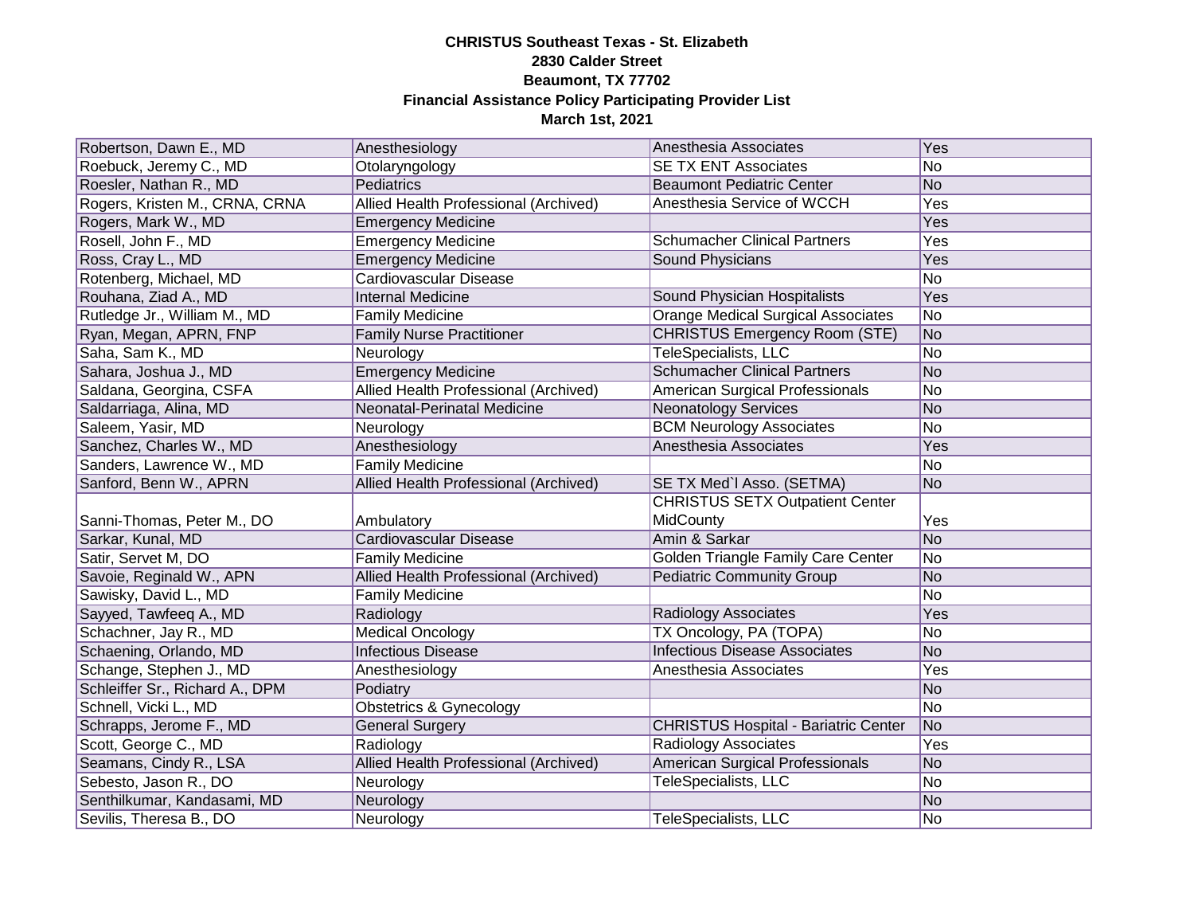**CHRISTUS Southeast Texas - St. Elizabeth**
**2830 Calder Street**
**Beaumont, TX 77702**
**Financial Assistance Policy Participating Provider List**
**March 1st, 2021**

| | | | |
|---|---|---|---|
| Robertson, Dawn E., MD | Anesthesiology | Anesthesia Associates | Yes |
| Roebuck, Jeremy C., MD | Otolaryngology | SE TX ENT Associates | No |
| Roesler, Nathan R., MD | Pediatrics | Beaumont Pediatric Center | No |
| Rogers, Kristen M., CRNA, CRNA | Allied Health Professional (Archived) | Anesthesia Service of WCCH | Yes |
| Rogers, Mark W., MD | Emergency Medicine | | Yes |
| Rosell, John F., MD | Emergency Medicine | Schumacher Clinical Partners | Yes |
| Ross, Cray L., MD | Emergency Medicine | Sound Physicians | Yes |
| Rotenberg, Michael, MD | Cardiovascular Disease | | No |
| Rouhana, Ziad A., MD | Internal Medicine | Sound Physician Hospitalists | Yes |
| Rutledge Jr., William M., MD | Family Medicine | Orange Medical Surgical Associates | No |
| Ryan, Megan, APRN, FNP | Family Nurse Practitioner | CHRISTUS Emergency Room (STE) | No |
| Saha, Sam K., MD | Neurology | TeleSpecialists, LLC | No |
| Sahara, Joshua J., MD | Emergency Medicine | Schumacher Clinical Partners | No |
| Saldana, Georgina, CSFA | Allied Health Professional (Archived) | American Surgical Professionals | No |
| Saldarriaga, Alina, MD | Neonatal-Perinatal Medicine | Neonatology Services | No |
| Saleem, Yasir, MD | Neurology | BCM Neurology Associates | No |
| Sanchez, Charles W., MD | Anesthesiology | Anesthesia Associates | Yes |
| Sanders, Lawrence W., MD | Family Medicine | | No |
| Sanford, Benn W., APRN | Allied Health Professional (Archived) | SE TX Med`l Asso. (SETMA) | No |
| Sanni-Thomas, Peter M., DO | Ambulatory | CHRISTUS SETX Outpatient Center MidCounty | Yes |
| Sarkar, Kunal, MD | Cardiovascular Disease | Amin & Sarkar | No |
| Satir, Servet M, DO | Family Medicine | Golden Triangle Family Care Center | No |
| Savoie, Reginald W., APN | Allied Health Professional (Archived) | Pediatric Community Group | No |
| Sawisky, David L., MD | Family Medicine | | No |
| Sayyed, Tawfeeq A., MD | Radiology | Radiology Associates | Yes |
| Schachner, Jay R., MD | Medical Oncology | TX Oncology, PA (TOPA) | No |
| Schaening, Orlando, MD | Infectious Disease | Infectious Disease Associates | No |
| Schange, Stephen J., MD | Anesthesiology | Anesthesia Associates | Yes |
| Schleiffer Sr., Richard A., DPM | Podiatry | | No |
| Schnell, Vicki L., MD | Obstetrics & Gynecology | | No |
| Schrapps, Jerome F., MD | General Surgery | CHRISTUS Hospital - Bariatric Center | No |
| Scott, George C., MD | Radiology | Radiology Associates | Yes |
| Seamans, Cindy R., LSA | Allied Health Professional (Archived) | American Surgical Professionals | No |
| Sebesto, Jason R., DO | Neurology | TeleSpecialists, LLC | No |
| Senthilkumar, Kandasami, MD | Neurology | | No |
| Sevilis, Theresa B., DO | Neurology | TeleSpecialists, LLC | No |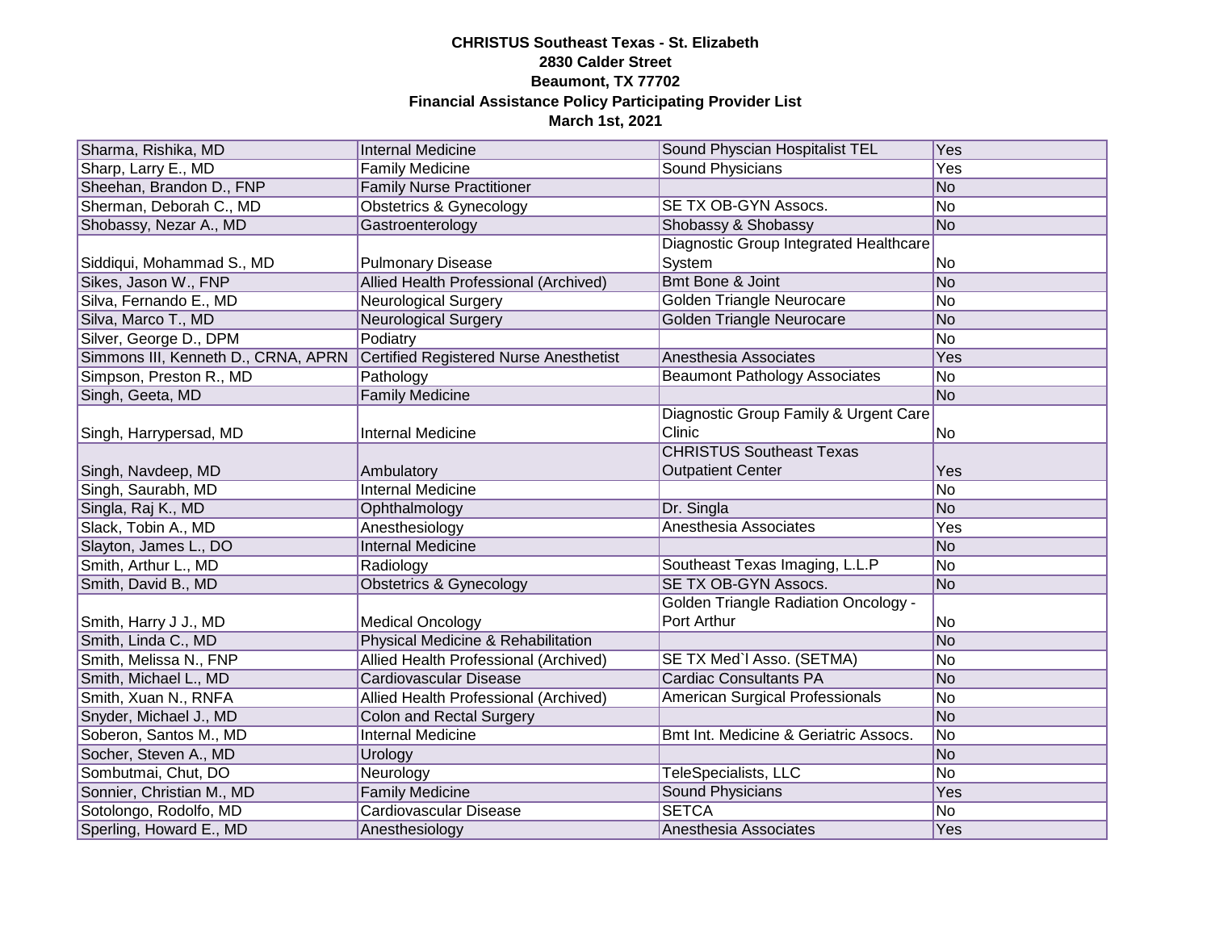**CHRISTUS Southeast Texas - St. Elizabeth**
**2830 Calder Street**
**Beaumont, TX 77702**
**Financial Assistance Policy Participating Provider List**
**March 1st, 2021**

| | | | |
|---|---|---|---|
| Sharma, Rishika, MD | Internal Medicine | Sound Physcian Hospitalist TEL | Yes |
| Sharp, Larry E., MD | Family Medicine | Sound Physicians | Yes |
| Sheehan, Brandon D., FNP | Family Nurse Practitioner | | No |
| Sherman, Deborah C., MD | Obstetrics & Gynecology | SE TX OB-GYN Assocs. | No |
| Shobassy, Nezar A., MD | Gastroenterology | Shobassy & Shobassy | No |
| Siddiqui, Mohammad S., MD | Pulmonary Disease | Diagnostic Group Integrated Healthcare System | No |
| Sikes, Jason W., FNP | Allied Health Professional (Archived) | Bmt Bone & Joint | No |
| Silva, Fernando E., MD | Neurological Surgery | Golden Triangle Neurocare | No |
| Silva, Marco T., MD | Neurological Surgery | Golden Triangle Neurocare | No |
| Silver, George D., DPM | Podiatry | | No |
| Simmons III, Kenneth D., CRNA, APRN | Certified Registered Nurse Anesthetist | Anesthesia Associates | Yes |
| Simpson, Preston R., MD | Pathology | Beaumont Pathology Associates | No |
| Singh, Geeta, MD | Family Medicine | | No |
| Singh, Harrypersad, MD | Internal Medicine | Diagnostic Group Family & Urgent Care Clinic | No |
| Singh, Navdeep, MD | Ambulatory | CHRISTUS Southeast Texas Outpatient Center | Yes |
| Singh, Saurabh, MD | Internal Medicine | | No |
| Singla, Raj K., MD | Ophthalmology | Dr. Singla | No |
| Slack, Tobin A., MD | Anesthesiology | Anesthesia Associates | Yes |
| Slayton, James L., DO | Internal Medicine | | No |
| Smith, Arthur L., MD | Radiology | Southeast Texas Imaging, L.L.P | No |
| Smith, David B., MD | Obstetrics & Gynecology | SE TX OB-GYN Assocs. | No |
| Smith, Harry J J., MD | Medical Oncology | Golden Triangle Radiation Oncology - Port Arthur | No |
| Smith, Linda C., MD | Physical Medicine & Rehabilitation | | No |
| Smith, Melissa N., FNP | Allied Health Professional (Archived) | SE TX Med`l Asso. (SETMA) | No |
| Smith, Michael L., MD | Cardiovascular Disease | Cardiac Consultants PA | No |
| Smith, Xuan N., RNFA | Allied Health Professional (Archived) | American Surgical Professionals | No |
| Snyder, Michael J., MD | Colon and Rectal Surgery | | No |
| Soberon, Santos M., MD | Internal Medicine | Bmt Int. Medicine & Geriatric Assocs. | No |
| Socher, Steven A., MD | Urology | | No |
| Sombutmai, Chut, DO | Neurology | TeleSpecialists, LLC | No |
| Sonnier, Christian M., MD | Family Medicine | Sound Physicians | Yes |
| Sotolongo, Rodolfo, MD | Cardiovascular Disease | SETCA | No |
| Sperling, Howard E., MD | Anesthesiology | Anesthesia Associates | Yes |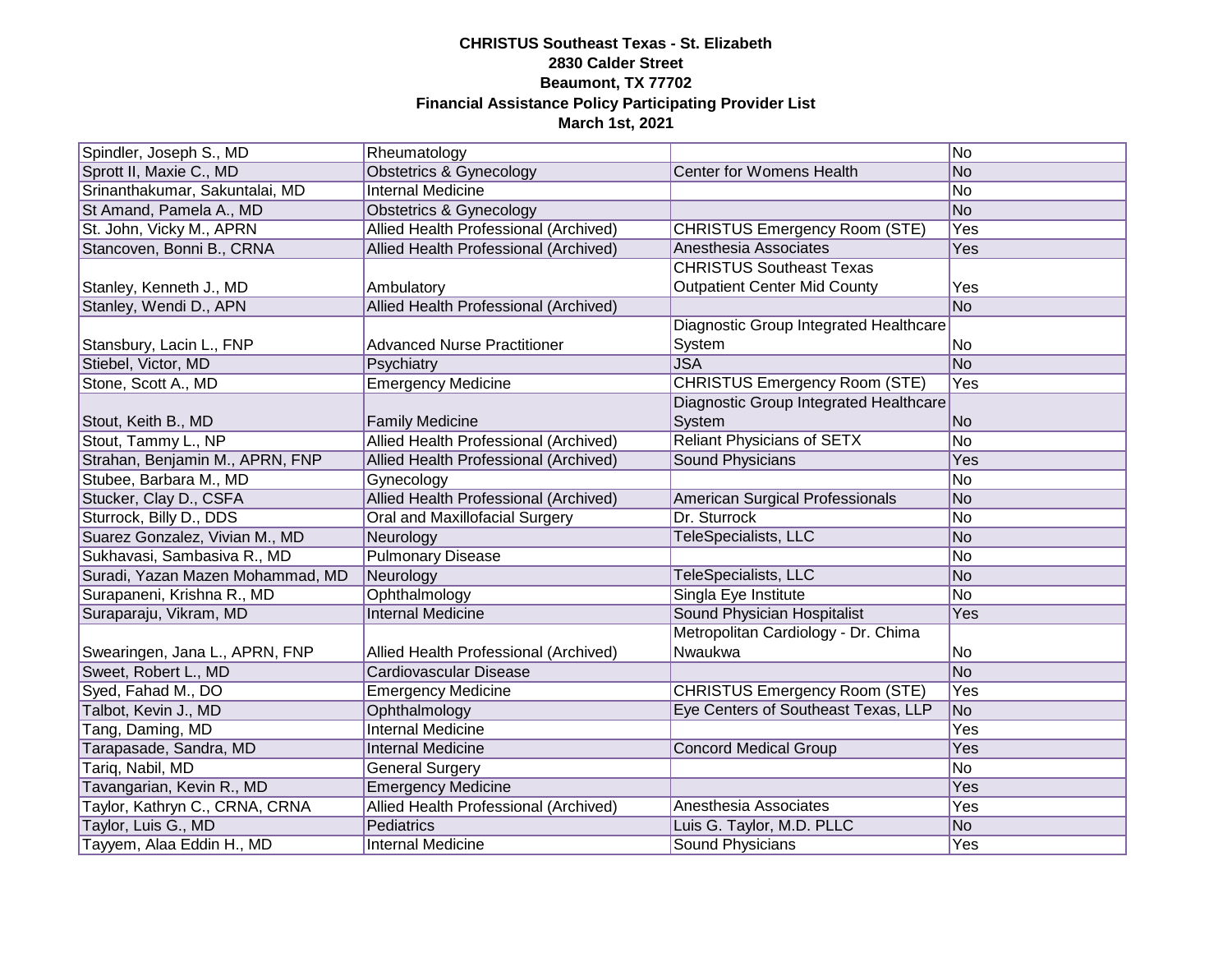**CHRISTUS Southeast Texas - St. Elizabeth**
**2830 Calder Street**
**Beaumont, TX 77702**
**Financial Assistance Policy Participating Provider List**
**March 1st, 2021**

| | | | |
|---|---|---|---|
| Spindler, Joseph S., MD | Rheumatology | | No |
| Sprott II, Maxie C., MD | Obstetrics & Gynecology | Center for Womens Health | No |
| Srinanthakumar, Sakuntalai, MD | Internal Medicine | | No |
| St Amand, Pamela A., MD | Obstetrics & Gynecology | | No |
| St. John, Vicky M., APRN | Allied Health Professional (Archived) | CHRISTUS Emergency Room (STE) | Yes |
| Stancoven, Bonni B., CRNA | Allied Health Professional (Archived) | Anesthesia Associates | Yes |
| Stanley, Kenneth J., MD | Ambulatory | CHRISTUS Southeast Texas Outpatient Center Mid County | Yes |
| Stanley, Wendi D., APN | Allied Health Professional (Archived) | | No |
| Stansbury, Lacin L., FNP | Advanced Nurse Practitioner | Diagnostic Group Integrated Healthcare System | No |
| Stiebel, Victor, MD | Psychiatry | JSA | No |
| Stone, Scott A., MD | Emergency Medicine | CHRISTUS Emergency Room (STE) | Yes |
| Stout, Keith B., MD | Family Medicine | Diagnostic Group Integrated Healthcare System | No |
| Stout, Tammy L., NP | Allied Health Professional (Archived) | Reliant Physicians of SETX | No |
| Strahan, Benjamin M., APRN, FNP | Allied Health Professional (Archived) | Sound Physicians | Yes |
| Stubee, Barbara M., MD | Gynecology | | No |
| Stucker, Clay D., CSFA | Allied Health Professional (Archived) | American Surgical Professionals | No |
| Sturrock, Billy D., DDS | Oral and Maxillofacial Surgery | Dr. Sturrock | No |
| Suarez Gonzalez, Vivian M., MD | Neurology | TeleSpecialists, LLC | No |
| Sukhavasi, Sambasiva R., MD | Pulmonary Disease | | No |
| Suradi, Yazan Mazen Mohammad, MD | Neurology | TeleSpecialists, LLC | No |
| Surapaneni, Krishna R., MD | Ophthalmology | Singla Eye Institute | No |
| Suraparaju, Vikram, MD | Internal Medicine | Sound Physician Hospitalist | Yes |
| Swearingen, Jana L., APRN, FNP | Allied Health Professional (Archived) | Metropolitan Cardiology - Dr. Chima Nwaukwa | No |
| Sweet, Robert L., MD | Cardiovascular Disease | | No |
| Syed, Fahad M., DO | Emergency Medicine | CHRISTUS Emergency Room (STE) | Yes |
| Talbot, Kevin J., MD | Ophthalmology | Eye Centers of Southeast Texas, LLP | No |
| Tang, Daming, MD | Internal Medicine | | Yes |
| Tarapasade, Sandra, MD | Internal Medicine | Concord Medical Group | Yes |
| Tariq, Nabil, MD | General Surgery | | No |
| Tavangarian, Kevin R., MD | Emergency Medicine | | Yes |
| Taylor, Kathryn C., CRNA, CRNA | Allied Health Professional (Archived) | Anesthesia Associates | Yes |
| Taylor, Luis G., MD | Pediatrics | Luis G. Taylor, M.D. PLLC | No |
| Tayyem, Alaa Eddin H., MD | Internal Medicine | Sound Physicians | Yes |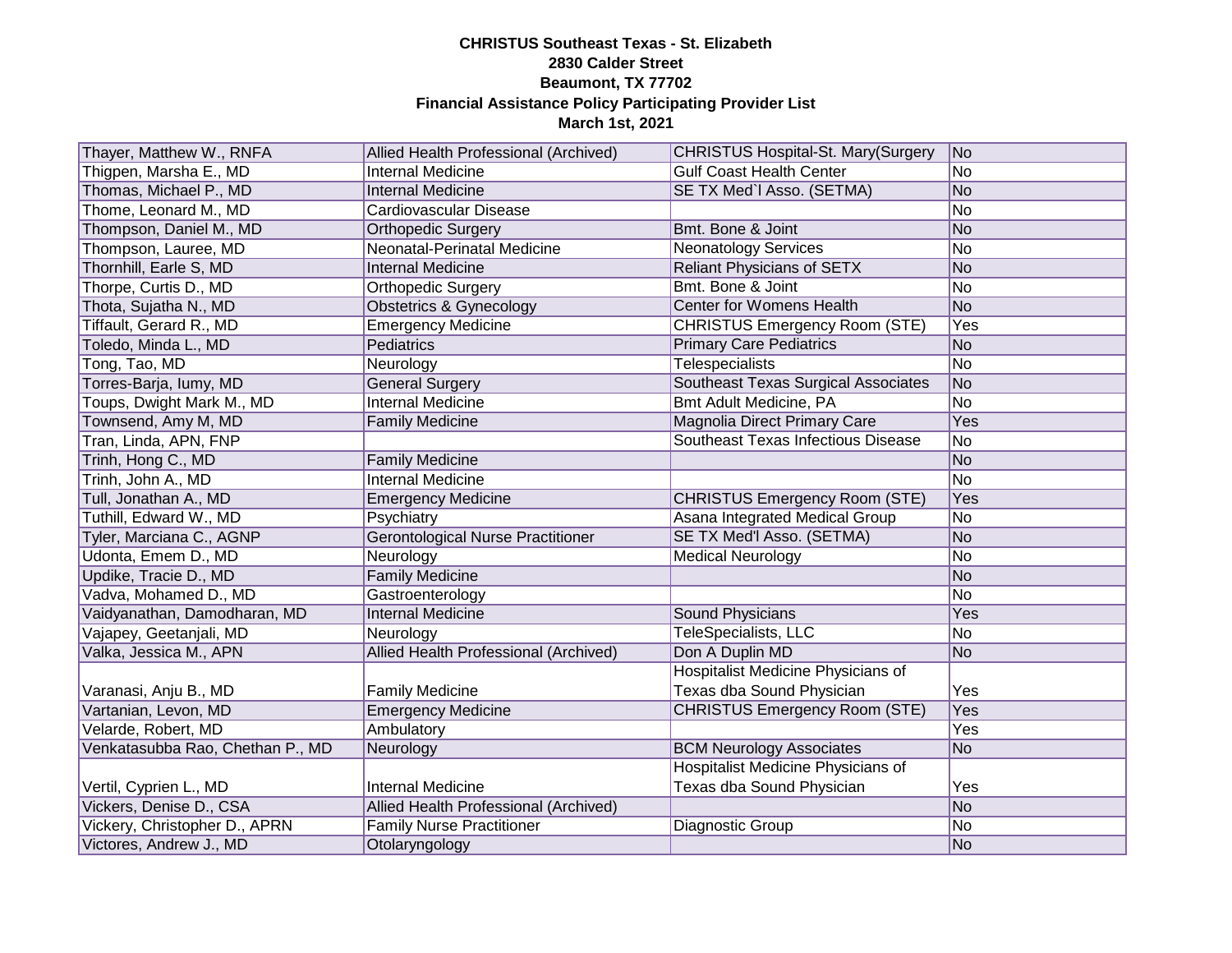**CHRISTUS Southeast Texas - St. Elizabeth**
**2830 Calder Street**
**Beaumont, TX 77702**
**Financial Assistance Policy Participating Provider List**
**March 1st, 2021**

| | | | |
|---|---|---|---|
| Thayer, Matthew W., RNFA | Allied Health Professional (Archived) | CHRISTUS Hospital-St. Mary(Surgery | No |
| Thigpen, Marsha E., MD | Internal Medicine | Gulf Coast Health Center | No |
| Thomas, Michael P., MD | Internal Medicine | SE TX Med`l Asso. (SETMA) | No |
| Thome, Leonard M., MD | Cardiovascular Disease | | No |
| Thompson, Daniel M., MD | Orthopedic Surgery | Bmt. Bone & Joint | No |
| Thompson, Lauree, MD | Neonatal-Perinatal Medicine | Neonatology Services | No |
| Thornhill, Earle S, MD | Internal Medicine | Reliant Physicians of SETX | No |
| Thorpe, Curtis D., MD | Orthopedic Surgery | Bmt. Bone & Joint | No |
| Thota, Sujatha N., MD | Obstetrics & Gynecology | Center for Womens Health | No |
| Tiffault, Gerard R., MD | Emergency Medicine | CHRISTUS Emergency Room (STE) | Yes |
| Toledo, Minda L., MD | Pediatrics | Primary Care Pediatrics | No |
| Tong, Tao, MD | Neurology | Telespecialists | No |
| Torres-Barja, Iumy, MD | General Surgery | Southeast Texas Surgical Associates | No |
| Toups, Dwight Mark M., MD | Internal Medicine | Bmt Adult Medicine, PA | No |
| Townsend, Amy M, MD | Family Medicine | Magnolia Direct Primary Care | Yes |
| Tran, Linda, APN, FNP | | Southeast Texas Infectious Disease | No |
| Trinh, Hong C., MD | Family Medicine | | No |
| Trinh, John A., MD | Internal Medicine | | No |
| Tull, Jonathan A., MD | Emergency Medicine | CHRISTUS Emergency Room (STE) | Yes |
| Tuthill, Edward W., MD | Psychiatry | Asana Integrated Medical Group | No |
| Tyler, Marciana C., AGNP | Gerontological Nurse Practitioner | SE TX Med'l Asso. (SETMA) | No |
| Udonta, Emem D., MD | Neurology | Medical Neurology | No |
| Updike, Tracie D., MD | Family Medicine | | No |
| Vadva, Mohamed D., MD | Gastroenterology | | No |
| Vaidyanathan, Damodharan, MD | Internal Medicine | Sound Physicians | Yes |
| Vajapey, Geetanjali, MD | Neurology | TeleSpecialists, LLC | No |
| Valka, Jessica M., APN | Allied Health Professional (Archived) | Don A Duplin MD | No |
| Varanasi, Anju B., MD | Family Medicine | Hospitalist Medicine Physicians of Texas dba Sound Physician | Yes |
| Vartanian, Levon, MD | Emergency Medicine | CHRISTUS Emergency Room (STE) | Yes |
| Velarde, Robert, MD | Ambulatory | | Yes |
| Venkatasubba Rao, Chethan P., MD | Neurology | BCM Neurology Associates | No |
| Vertil, Cyprien L., MD | Internal Medicine | Hospitalist Medicine Physicians of Texas dba Sound Physician | Yes |
| Vickers, Denise D., CSA | Allied Health Professional (Archived) | | No |
| Vickery, Christopher D., APRN | Family Nurse Practitioner | Diagnostic Group | No |
| Victores, Andrew J., MD | Otolaryngology | | No |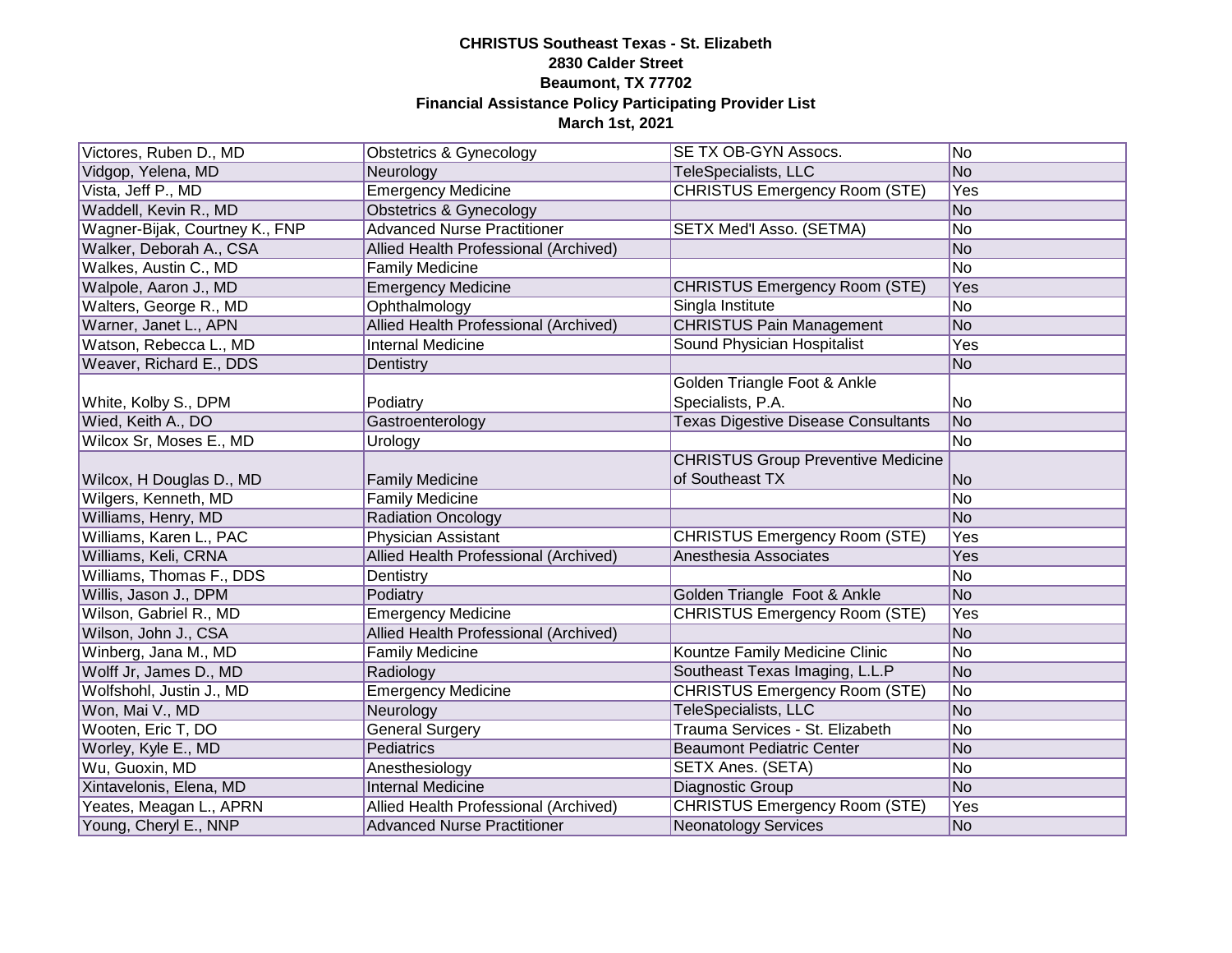**CHRISTUS Southeast Texas - St. Elizabeth**
**2830 Calder Street**
**Beaumont, TX 77702**
**Financial Assistance Policy Participating Provider List**
**March 1st, 2021**

| | | | |
|---|---|---|---|
| Victores, Ruben D., MD | Obstetrics & Gynecology | SE TX OB-GYN Assocs. | No |
| Vidgop, Yelena, MD | Neurology | TeleSpecialists, LLC | No |
| Vista, Jeff P., MD | Emergency Medicine | CHRISTUS Emergency Room (STE) | Yes |
| Waddell, Kevin R., MD | Obstetrics & Gynecology | | No |
| Wagner-Bijak, Courtney K., FNP | Advanced Nurse Practitioner | SETX Med'l Asso. (SETMA) | No |
| Walker, Deborah A., CSA | Allied Health Professional (Archived) | | No |
| Walkes, Austin C., MD | Family Medicine | | No |
| Walpole, Aaron J., MD | Emergency Medicine | CHRISTUS Emergency Room (STE) | Yes |
| Walters, George R., MD | Ophthalmology | Singla Institute | No |
| Warner, Janet L., APN | Allied Health Professional (Archived) | CHRISTUS Pain Management | No |
| Watson, Rebecca L., MD | Internal Medicine | Sound Physician Hospitalist | Yes |
| Weaver, Richard E., DDS | Dentistry | | No |
| White, Kolby S., DPM | Podiatry | Golden Triangle Foot & Ankle Specialists, P.A. | No |
| Wied, Keith A., DO | Gastroenterology | Texas Digestive Disease Consultants | No |
| Wilcox Sr, Moses E., MD | Urology | | No |
| Wilcox, H Douglas D., MD | Family Medicine | CHRISTUS Group Preventive Medicine of Southeast TX | No |
| Wilgers, Kenneth, MD | Family Medicine | | No |
| Williams, Henry, MD | Radiation Oncology | | No |
| Williams, Karen L., PAC | Physician Assistant | CHRISTUS Emergency Room (STE) | Yes |
| Williams, Keli, CRNA | Allied Health Professional (Archived) | Anesthesia Associates | Yes |
| Williams, Thomas F., DDS | Dentistry | | No |
| Willis, Jason J., DPM | Podiatry | Golden Triangle Foot & Ankle | No |
| Wilson, Gabriel R., MD | Emergency Medicine | CHRISTUS Emergency Room (STE) | Yes |
| Wilson, John J., CSA | Allied Health Professional (Archived) | | No |
| Winberg, Jana M., MD | Family Medicine | Kountze Family Medicine Clinic | No |
| Wolff Jr, James D., MD | Radiology | Southeast Texas Imaging, L.L.P | No |
| Wolfshohl, Justin J., MD | Emergency Medicine | CHRISTUS Emergency Room (STE) | No |
| Won, Mai V., MD | Neurology | TeleSpecialists, LLC | No |
| Wooten, Eric T, DO | General Surgery | Trauma Services - St. Elizabeth | No |
| Worley, Kyle E., MD | Pediatrics | Beaumont Pediatric Center | No |
| Wu, Guoxin, MD | Anesthesiology | SETX Anes. (SETA) | No |
| Xintavelonis, Elena, MD | Internal Medicine | Diagnostic Group | No |
| Yeates, Meagan L., APRN | Allied Health Professional (Archived) | CHRISTUS Emergency Room (STE) | Yes |
| Young, Cheryl E., NNP | Advanced Nurse Practitioner | Neonatology Services | No |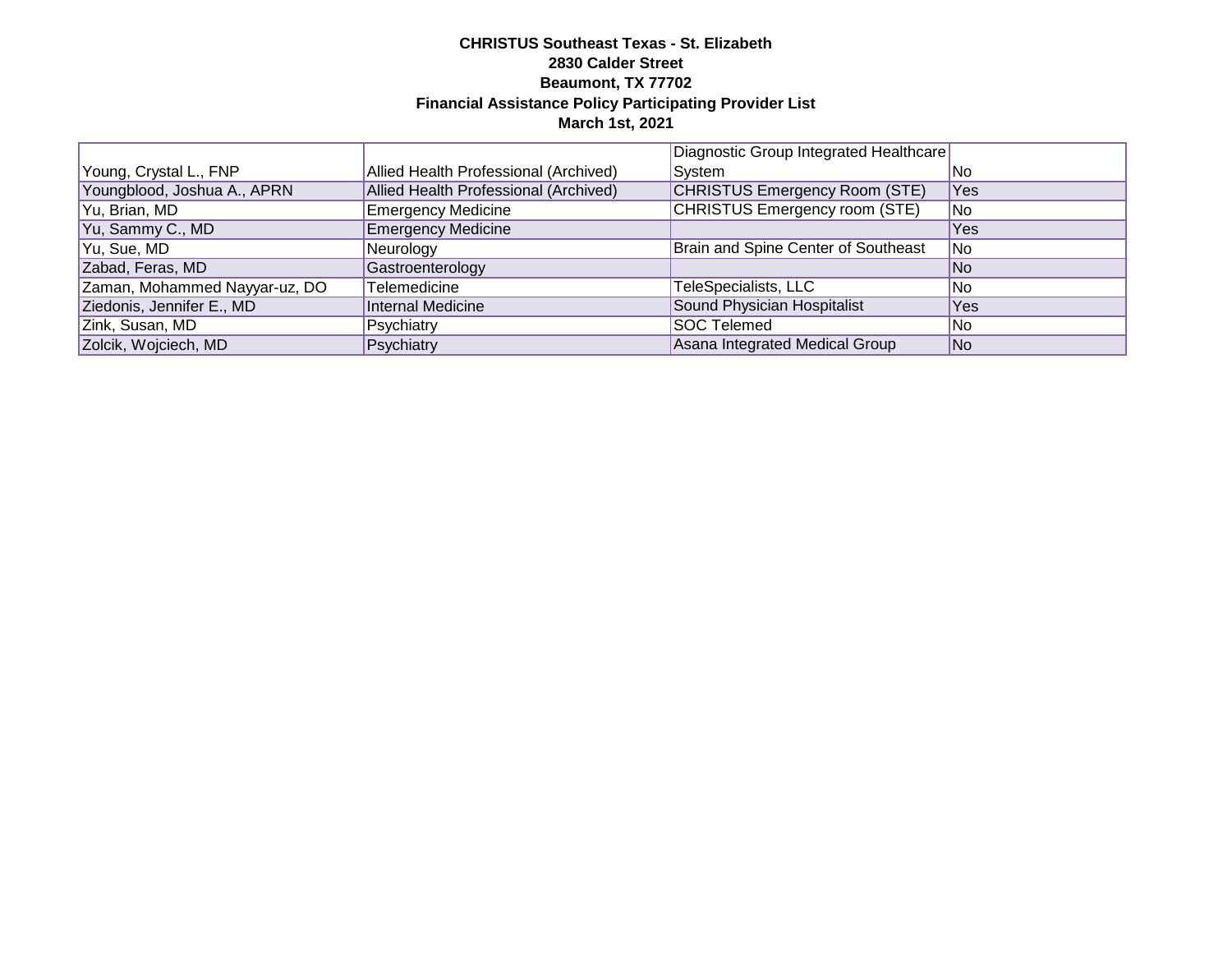**CHRISTUS Southeast Texas - St. Elizabeth**
**2830 Calder Street**
**Beaumont, TX 77702**
**Financial Assistance Policy Participating Provider List**
**March 1st, 2021**

| | | | |
|---|---|---|---|
| Young, Crystal L., FNP | Allied Health Professional (Archived) | Diagnostic Group Integrated Healthcare System | No |
| Youngblood, Joshua A., APRN | Allied Health Professional (Archived) | CHRISTUS Emergency Room (STE) | Yes |
| Yu, Brian, MD | Emergency Medicine | CHRISTUS Emergency room (STE) | No |
| Yu, Sammy C., MD | Emergency Medicine | | Yes |
| Yu, Sue, MD | Neurology | Brain and Spine Center of Southeast | No |
| Zabad, Feras, MD | Gastroenterology | | No |
| Zaman, Mohammed Nayyar-uz, DO | Telemedicine | TeleSpecialists, LLC | No |
| Ziedonis, Jennifer E., MD | Internal Medicine | Sound Physician Hospitalist | Yes |
| Zink, Susan, MD | Psychiatry | SOC Telemed | No |
| Zolcik, Wojciech, MD | Psychiatry | Asana Integrated Medical Group | No |